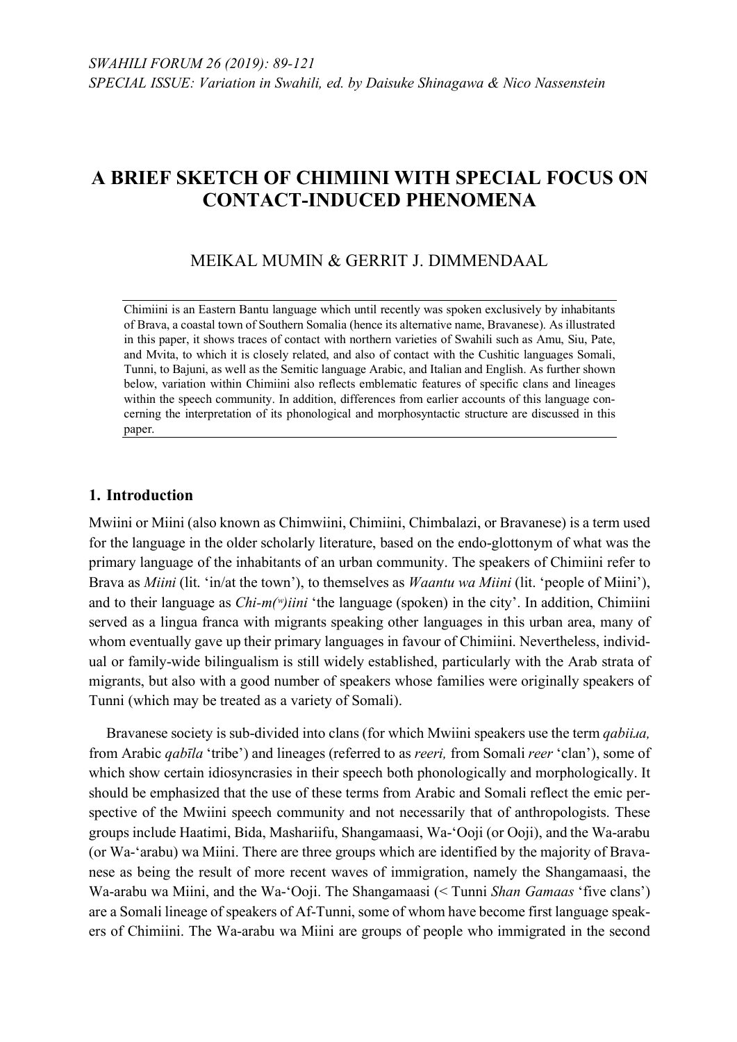*SWAHILI FORUM 26 (2019): 89-121*
*SPECIAL ISSUE: Variation in Swahili, ed. by Daisuke Shinagawa & Nico Nassenstein*

# A BRIEF SKETCH OF CHIMIINI WITH SPECIAL FOCUS ON CONTACT-INDUCED PHENOMENA

MEIKAL MUMIN & GERRIT J. DIMMENDAAL

Chimiini is an Eastern Bantu language which until recently was spoken exclusively by inhabitants of Brava, a coastal town of Southern Somalia (hence its alternative name, Bravanese). As illustrated in this paper, it shows traces of contact with northern varieties of Swahili such as Amu, Siu, Pate, and Mvita, to which it is closely related, and also of contact with the Cushitic languages Somali, Tunni, to Bajuni, as well as the Semitic language Arabic, and Italian and English. As further shown below, variation within Chimiini also reflects emblematic features of specific clans and lineages within the speech community. In addition, differences from earlier accounts of this language concerning the interpretation of its phonological and morphosyntactic structure are discussed in this paper.

## 1. Introduction

Mwiini or Miini (also known as Chimwiini, Chimiini, Chimbalazi, or Bravanese) is a term used for the language in the older scholarly literature, based on the endo-glottonym of what was the primary language of the inhabitants of an urban community. The speakers of Chimiini refer to Brava as *Miini* (lit. 'in/at the town'), to themselves as *Waantu wa Miini* (lit. 'people of Miini'), and to their language as *Chi-m(w)iini* 'the language (spoken) in the city'. In addition, Chimiini served as a lingua franca with migrants speaking other languages in this urban area, many of whom eventually gave up their primary languages in favour of Chimiini. Nevertheless, individual or family-wide bilingualism is still widely established, particularly with the Arab strata of migrants, but also with a good number of speakers whose families were originally speakers of Tunni (which may be treated as a variety of Somali).

Bravanese society is sub-divided into clans (for which Mwiini speakers use the term *qabiiɹa,* from Arabic *qabīla* 'tribe') and lineages (referred to as *reeri,* from Somali *reer* 'clan'), some of which show certain idiosyncrasies in their speech both phonologically and morphologically. It should be emphasized that the use of these terms from Arabic and Somali reflect the emic perspective of the Mwiini speech community and not necessarily that of anthropologists. These groups include Haatimi, Bida, Mashariifu, Shangamaasi, Wa-'Ooji (or Ooji), and the Wa-arabu (or Wa-'arabu) wa Miini. There are three groups which are identified by the majority of Bravanese as being the result of more recent waves of immigration, namely the Shangamaasi, the Wa-arabu wa Miini, and the Wa-'Ooji. The Shangamaasi (< Tunni *Shan Gamaas* 'five clans') are a Somali lineage of speakers of Af-Tunni, some of whom have become first language speakers of Chimiini. The Wa-arabu wa Miini are groups of people who immigrated in the second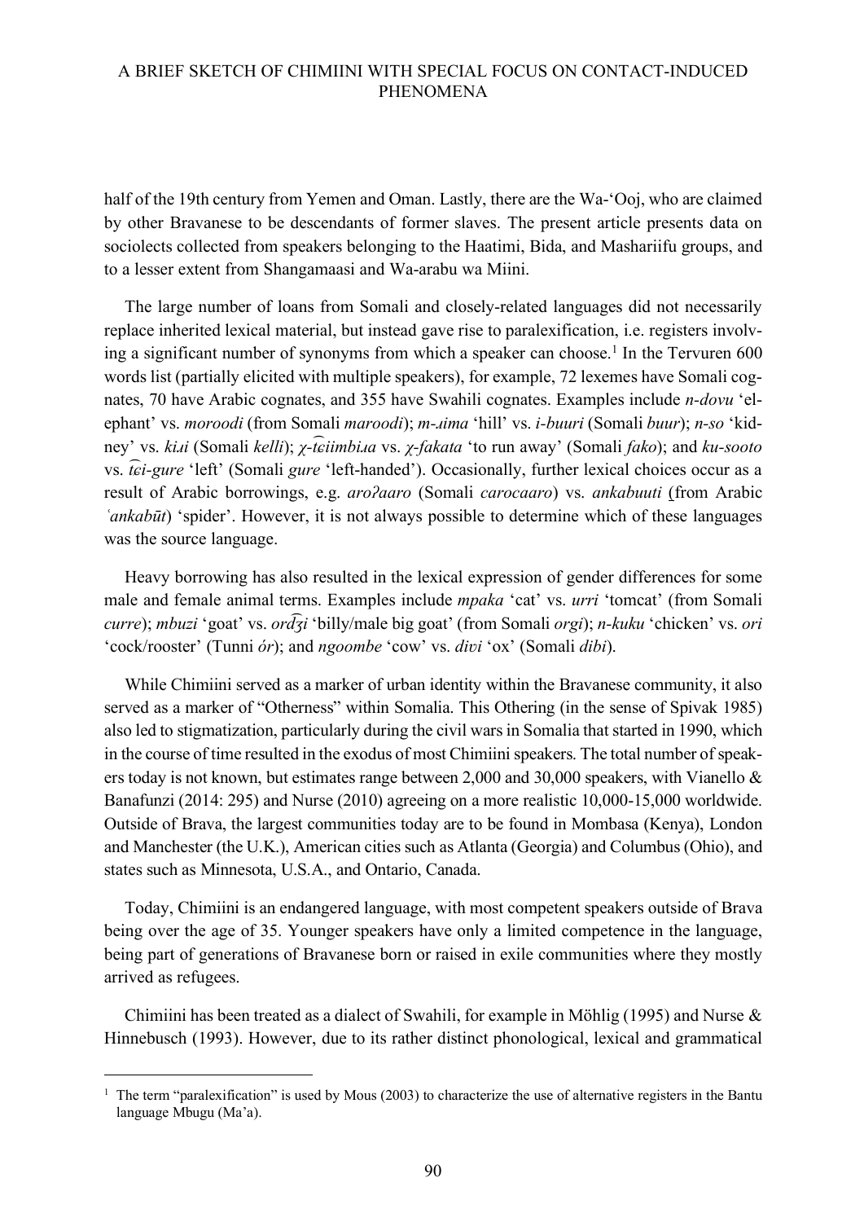half of the 19th century from Yemen and Oman. Lastly, there are the Wa-'Ooj, who are claimed by other Bravanese to be descendants of former slaves. The present article presents data on sociolects collected from speakers belonging to the Haatimi, Bida, and Mashariifu groups, and to a lesser extent from Shangamaasi and Wa-arabu wa Miini.

The large number of loans from Somali and closely-related languages did not necessarily replace inherited lexical material, but instead gave rise to paralexification, i.e. registers involving a significant number of synonyms from which a speaker can choose.[1] In the Tervuren 600 words list (partially elicited with multiple speakers), for example, 72 lexemes have Somali cognates, 70 have Arabic cognates, and 355 have Swahili cognates. Examples include *n-dovu* 'elephant' vs. *moroodi* (from Somali *maroodi*); *m-ɹima* 'hill' vs. *i-buuri* (Somali *buur*); *n-so* 'kidney' vs. *kiɹi* (Somali *kelli*); *χ-t͡ɕiimbiɹa* vs. *χ-fakata* 'to run away' (Somali *fako*); and *ku-sooto* vs. *t͡ɕi-gure* 'left' (Somali *gure* 'left-handed'). Occasionally, further lexical choices occur as a result of Arabic borrowings, e.g. *aroʔaaro* (Somali *carocaaro*) vs. *ankabuuti* (from Arabic *ʿankabūt*) 'spider'. However, it is not always possible to determine which of these languages was the source language.

Heavy borrowing has also resulted in the lexical expression of gender differences for some male and female animal terms. Examples include *mpaka* 'cat' vs. *urri* 'tomcat' (from Somali *curre*); *mbuzi* 'goat' vs. *ord͡ʒi* 'billy/male big goat' (from Somali *orgi*); *n-kuku* 'chicken' vs. *ori* 'cock/rooster' (Tunni *ór*); and *ngoombe* 'cow' vs. *divi* 'ox' (Somali *dibi*).

While Chimiini served as a marker of urban identity within the Bravanese community, it also served as a marker of "Otherness" within Somalia. This Othering (in the sense of Spivak 1985) also led to stigmatization, particularly during the civil wars in Somalia that started in 1990, which in the course of time resulted in the exodus of most Chimiini speakers. The total number of speakers today is not known, but estimates range between 2,000 and 30,000 speakers, with Vianello & Banafunzi (2014: 295) and Nurse (2010) agreeing on a more realistic 10,000-15,000 worldwide. Outside of Brava, the largest communities today are to be found in Mombasa (Kenya), London and Manchester (the U.K.), American cities such as Atlanta (Georgia) and Columbus (Ohio), and states such as Minnesota, U.S.A., and Ontario, Canada.

Today, Chimiini is an endangered language, with most competent speakers outside of Brava being over the age of 35. Younger speakers have only a limited competence in the language, being part of generations of Bravanese born or raised in exile communities where they mostly arrived as refugees.

Chimiini has been treated as a dialect of Swahili, for example in Möhlig (1995) and Nurse & Hinnebusch (1993). However, due to its rather distinct phonological, lexical and grammatical

[1] The term "paralexification" is used by Mous (2003) to characterize the use of alternative registers in the Bantu language Mbugu (Ma'a).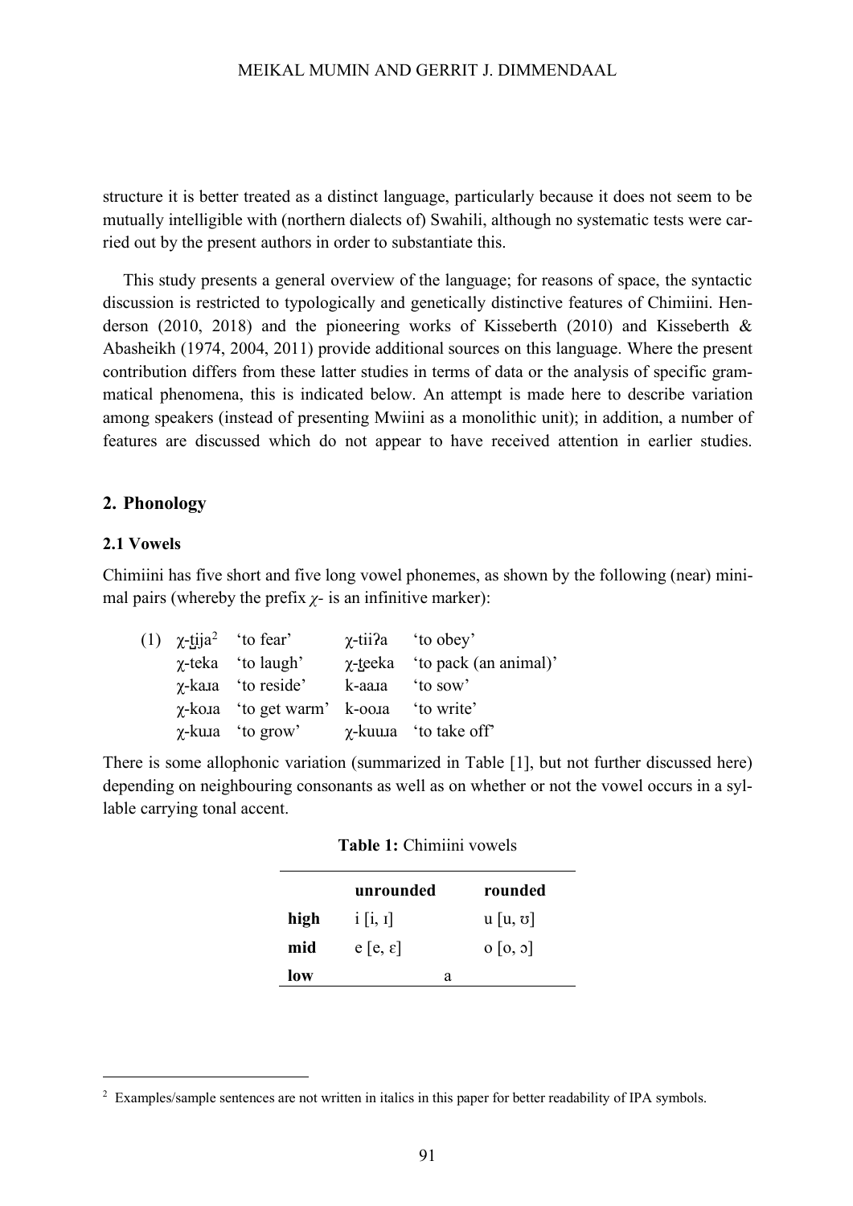structure it is better treated as a distinct language, particularly because it does not seem to be mutually intelligible with (northern dialects of) Swahili, although no systematic tests were carried out by the present authors in order to substantiate this.

This study presents a general overview of the language; for reasons of space, the syntactic discussion is restricted to typologically and genetically distinctive features of Chimiini. Henderson (2010, 2018) and the pioneering works of Kisseberth (2010) and Kisseberth & Abasheikh (1974, 2004, 2011) provide additional sources on this language. Where the present contribution differs from these latter studies in terms of data or the analysis of specific grammatical phenomena, this is indicated below. An attempt is made here to describe variation among speakers (instead of presenting Mwiini as a monolithic unit); in addition, a number of features are discussed which do not appear to have received attention in earlier studies.

## 2. Phonology

### 2.1 Vowels

Chimiini has five short and five long vowel phonemes, as shown by the following (near) minimal pairs (whereby the prefix *χ-* is an infinitive marker):

| (1) | χ-t̪ija[2] | 'to fear' | χ-tiiʔa | 'to obey' |
|---|---|---|---|---|
| | χ-teka | 'to laugh' | χ-t̪eeka | 'to pack (an animal)' |
| | χ-kaɹa | 'to reside' | k-aaɹa | 'to sow' |
| | χ-koɹa | 'to get warm' | k-ooɹa | 'to write' |
| | χ-kuɹa | 'to grow' | χ-kuuɹa | 'to take off' |

There is some allophonic variation (summarized in Table [1], but not further discussed here) depending on neighbouring consonants as well as on whether or not the vowel occurs in a syllable carrying tonal accent.

**Table 1:** Chimiini vowels

| | unrounded | rounded |
|---|---|---|
| **high** | i [i, ɪ] | u [u, ʊ] |
| **mid** | e [e, ɛ] | o [o, ɔ] |
| **low** | a | |

[2] Examples/sample sentences are not written in italics in this paper for better readability of IPA symbols.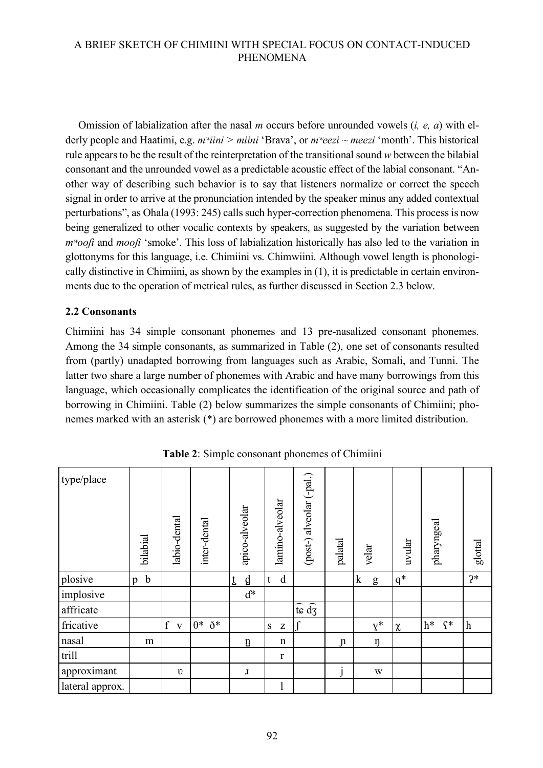Omission of labialization after the nasal *m* occurs before unrounded vowels (*i, e, a*) with elderly people and Haatimi, e.g. *mʷiini* > *miini* 'Brava', or *mʷeezi* ~ *meezi* 'month'. This historical rule appears to be the result of the reinterpretation of the transitional sound *w* between the bilabial consonant and the unrounded vowel as a predictable acoustic effect of the labial consonant. "Another way of describing such behavior is to say that listeners normalize or correct the speech signal in order to arrive at the pronunciation intended by the speaker minus any added contextual perturbations", as Ohala (1993: 245) calls such hyper-correction phenomena. This process is now being generalized to other vocalic contexts by speakers, as suggested by the variation between *mʷooʃi* and *mooʃi* 'smoke'. This loss of labialization historically has also led to the variation in glottonyms for this language, i.e. Chimiini vs. Chimwiini. Although vowel length is phonologically distinctive in Chimiini, as shown by the examples in (1), it is predictable in certain environments due to the operation of metrical rules, as further discussed in Section 2.3 below.

### 2.2 Consonants

Chimiini has 34 simple consonant phonemes and 13 pre-nasalized consonant phonemes. Among the 34 simple consonants, as summarized in Table (2), one set of consonants resulted from (partly) unadapted borrowing from languages such as Arabic, Somali, and Tunni. The latter two share a large number of phonemes with Arabic and have many borrowings from this language, which occasionally complicates the identification of the original source and path of borrowing in Chimiini. Table (2) below summarizes the simple consonants of Chimiini; phonemes marked with an asterisk (*) are borrowed phonemes with a more limited distribution.

**Table 2**: Simple consonant phonemes of Chimiini

| type/place | bilabial | labio-dental | inter-dental | apico-alveolar | lamino-alveolar | (post-) alveolar (-pal.) | palatal | velar | uvular | pharyngeal | glottal |
|---|---|---|---|---|---|---|---|---|---|---|---|
| plosive | p b | | | t̪ d̪ | t d | | | k g | q* | | ʔ* |
| implosive | | | | ɗ* | | | | | | | |
| affricate | | | | | | t͡ɕ d͡ʒ | | | | | |
| fricative | | f v | θ* ð* | | s z | ʃ | | ɣ* | χ | ħ* ʕ* | h |
| nasal | m | | | n̪ | n | | ɲ | ŋ | | | |
| trill | | | | | r | | | | | | |
| approximant | | ʋ | | ɹ | | | j | w | | | |
| lateral approx. | | | | | l | | | | | | |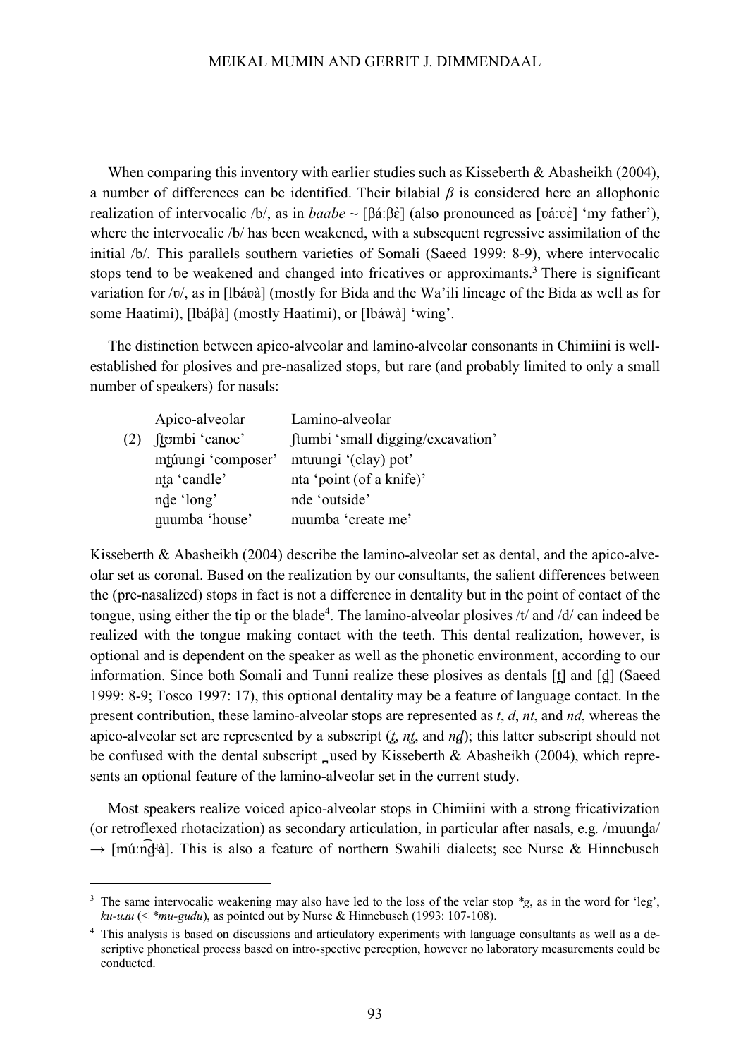When comparing this inventory with earlier studies such as Kisseberth & Abasheikh (2004), a number of differences can be identified. Their bilabial *β* is considered here an allophonic realization of intervocalic /b/, as in *baabe* ~ [βáːβɛ̀] (also pronounced as [ʋáːʋɛ̀] 'my father'), where the intervocalic /b/ has been weakened, with a subsequent regressive assimilation of the initial /b/. This parallels southern varieties of Somali (Saeed 1999: 8-9), where intervocalic stops tend to be weakened and changed into fricatives or approximants.[3] There is significant variation for /ʋ/, as in [lbáʋà] (mostly for Bida and the Wa'ili lineage of the Bida as well as for some Haatimi), [lbáβà] (mostly Haatimi), or [lbáwà] 'wing'.

The distinction between apico-alveolar and lamino-alveolar consonants in Chimiini is well-established for plosives and pre-nasalized stops, but rare (and probably limited to only a small number of speakers) for nasals:

| | Apico-alveolar | Lamino-alveolar |
|---|---|---|
| (2) | ʃt̺ʊmbi 'canoe' | ʃtumbi 'small digging/excavation' |
| | mt̺úungi 'composer' | mtuungi '(clay) pot' |
| | nt̺a 'candle' | nta 'point (of a knife)' |
| | nd̺e 'long' | nde 'outside' |
| | n̺uumba 'house' | nuumba 'create me' |

Kisseberth & Abasheikh (2004) describe the lamino-alveolar set as dental, and the apico-alveolar set as coronal. Based on the realization by our consultants, the salient differences between the (pre-nasalized) stops in fact is not a difference in dentality but in the point of contact of the tongue, using either the tip or the blade[4]. The lamino-alveolar plosives /t/ and /d/ can indeed be realized with the tongue making contact with the teeth. This dental realization, however, is optional and is dependent on the speaker as well as the phonetic environment, according to our information. Since both Somali and Tunni realize these plosives as dentals [t̪] and [d̪] (Saeed 1999: 8-9; Tosco 1997: 17), this optional dentality may be a feature of language contact. In the present contribution, these lamino-alveolar stops are represented as *t*, *d*, *nt*, and *nd*, whereas the apico-alveolar set are represented by a subscript (*t̺*, *nt̺*, and *nd̺*); this latter subscript should not be confused with the dental subscript ̪ used by Kisseberth & Abasheikh (2004), which represents an optional feature of the lamino-alveolar set in the current study.

Most speakers realize voiced apico-alveolar stops in Chimiini with a strong fricativization (or retroflexed rhotacization) as secondary articulation, in particular after nasals, e.g. /muund̺a/ → [múːn͡d̺ɹà]. This is also a feature of northern Swahili dialects; see Nurse & Hinnebusch

---

[3] The same intervocalic weakening may also have led to the loss of the velar stop *\*g*, as in the word for 'leg', *ku-uлu* (< *\*mu-gudu*), as pointed out by Nurse & Hinnebusch (1993: 107-108).

[4] This analysis is based on discussions and articulatory experiments with language consultants as well as a descriptive phonetical process based on intro-spective perception, however no laboratory measurements could be conducted.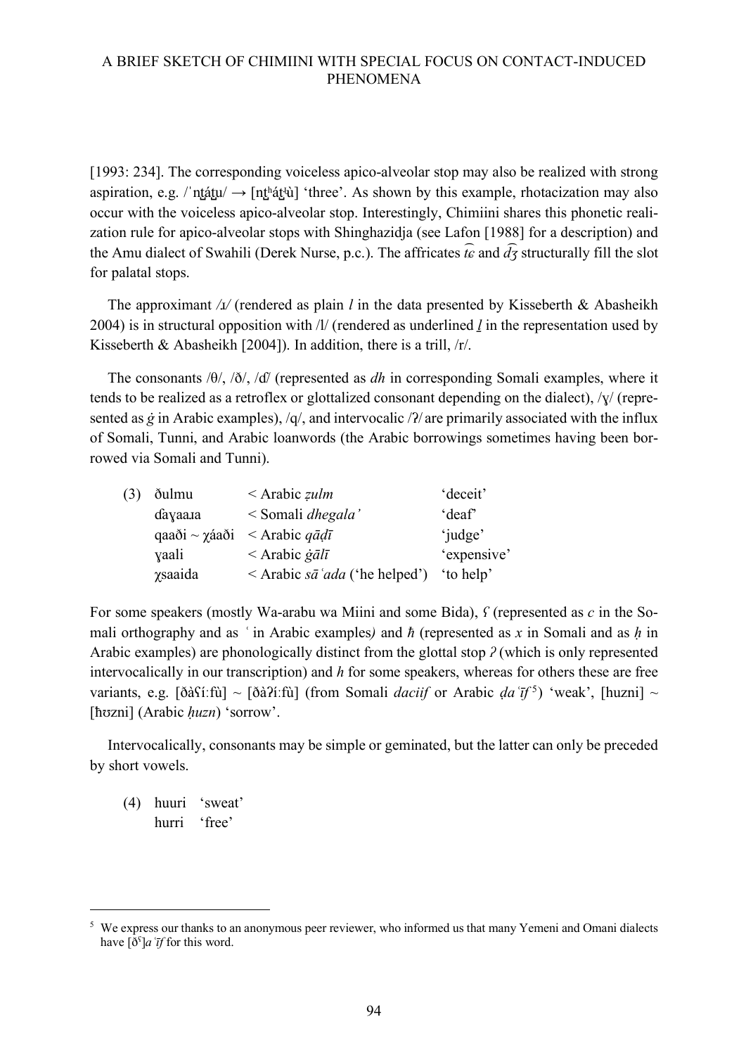[1993: 234]. The corresponding voiceless apico-alveolar stop may also be realized with strong aspiration, e.g. /ˈn̪t̪át̪u/ → [n̪t̪ʰát̪ɹ̥ù] 'three'. As shown by this example, rhotacization may also occur with the voiceless apico-alveolar stop. Interestingly, Chimiini shares this phonetic realization rule for apico-alveolar stops with Shinghazidja (see Lafon [1988] for a description) and the Amu dialect of Swahili (Derek Nurse, p.c.). The affricates *t͡ɕ* and *d͡ʒ* structurally fill the slot for palatal stops.

The approximant */ɹ/* (rendered as plain *l* in the data presented by Kisseberth & Abasheikh 2004) is in structural opposition with /l/ (rendered as underlined *l̲* in the representation used by Kisseberth & Abasheikh [2004]). In addition, there is a trill, /r/.

The consonants /θ/, /ð/, /ɗ/ (represented as *dh* in corresponding Somali examples, where it tends to be realized as a retroflex or glottalized consonant depending on the dialect), /ɣ/ (represented as *ġ* in Arabic examples), /q/, and intervocalic /ʔ/ are primarily associated with the influx of Somali, Tunni, and Arabic loanwords (the Arabic borrowings sometimes having been borrowed via Somali and Tunni).

| (3) | ðulmu | < Arabic *ẓulm* | 'deceit' |
|---|---|---|---|
| | ɗaɣaaɹa | < Somali *dhegala'* | 'deaf' |
| | qaaði ~ χáaði | < Arabic *qāḍī* | 'judge' |
| | ɣaali | < Arabic *ġālī* | 'expensive' |
| | χsaaida | < Arabic *sāʿada* ('he helped') | 'to help' |

For some speakers (mostly Wa-arabu wa Miini and some Bida), *ʕ* (represented as *c* in the Somali orthography and as *ʿ* in Arabic examples*)* and *ħ* (represented as *x* in Somali and as *ḥ* in Arabic examples) are phonologically distinct from the glottal stop *ʔ* (which is only represented intervocalically in our transcription) and *h* for some speakers, whereas for others these are free variants, e.g. [ðàʕíːfù] ~ [ðàʔíːfù] (from Somali *daciif* or Arabic *ḍaʿīf*[5]) 'weak', [huzni] ~ [ħʊzni] (Arabic *ḥuzn*) 'sorrow'.

Intervocalically, consonants may be simple or geminated, but the latter can only be preceded by short vowels.

| (4) | huuri | 'sweat' |
|---|---|---|
| | hurri | 'free' |

---

[5] We express our thanks to an anonymous peer reviewer, who informed us that many Yemeni and Omani dialects have [ðˤ]*aʿīf* for this word.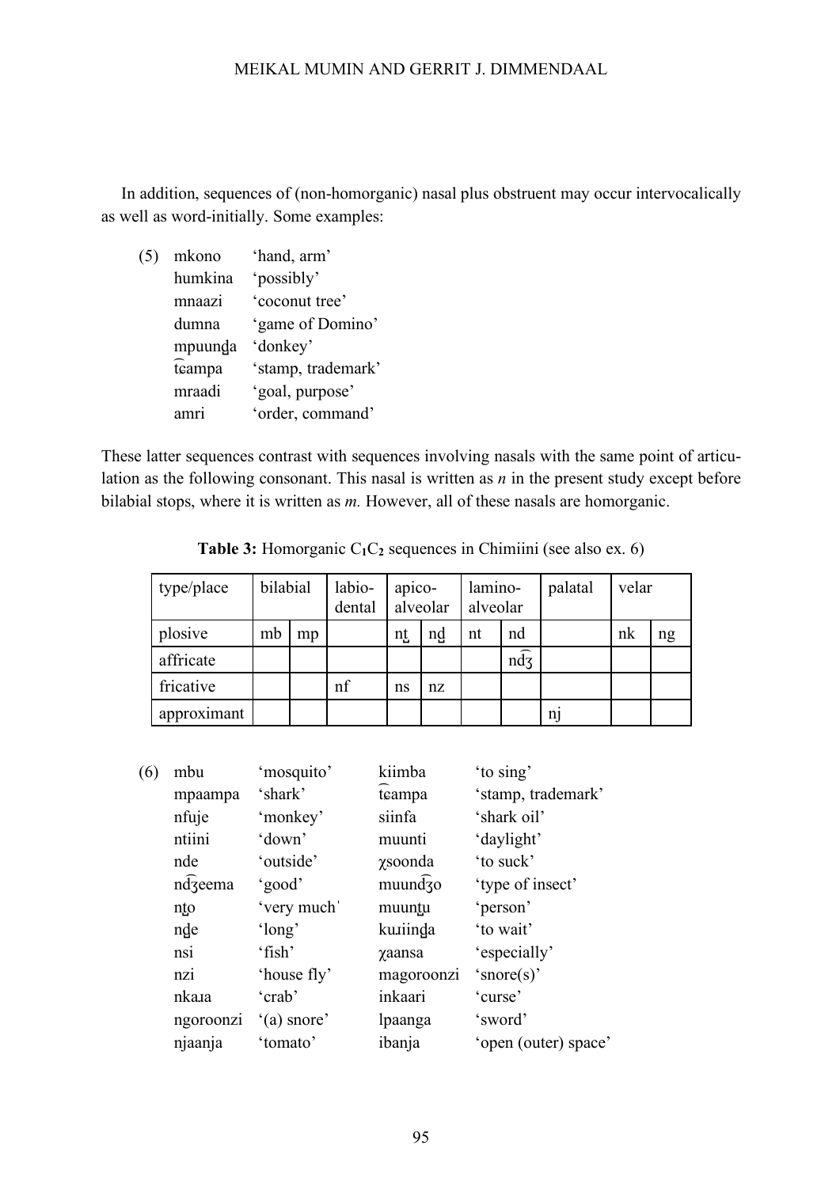In addition, sequences of (non-homorganic) nasal plus obstruent may occur intervocalically as well as word-initially. Some examples:

(5)

| | |
|---|---|
| mkono | 'hand, arm' |
| humkina | 'possibly' |
| mnaazi | 'coconut tree' |
| dumna | 'game of Domino' |
| mpuunḏa | 'donkey' |
| t͡ɕampa | 'stamp, trademark' |
| mraadi | 'goal, purpose' |
| amri | 'order, command' |

These latter sequences contrast with sequences involving nasals with the same point of articulation as the following consonant. This nasal is written as *n* in the present study except before bilabial stops, where it is written as *m.* However, all of these nasals are homorganic.

**Table 3:** Homorganic $C_1C_2$ sequences in Chimiini (see also ex. 6)

| type/place | bilabial | | labio-dental | apico-alveolar | | lamino-alveolar | | palatal | velar | |
|---|---|---|---|---|---|---|---|---|---|---|
| plosive | mb | mp | | nṯ | nḏ | nt | nd | | nk | ng |
| affricate | | | | | | | nd͡ʒ | | | |
| fricative | | | nf | ns | nz | | | | | |
| approximant | | | | | | | | nj | | |

(6)

| | | | |
|---|---|---|---|
| mbu | 'mosquito' | kiimba | 'to sing' |
| mpaampa | 'shark' | t͡ɕampa | 'stamp, trademark' |
| nfuje | 'monkey' | siinfa | 'shark oil' |
| ntiini | 'down' | muunti | 'daylight' |
| nde | 'outside' | χsoonda | 'to suck' |
| nd͡ʒeema | 'good' | muund͡ʒo | 'type of insect' |
| nṯo | 'very much' | muunṯu | 'person' |
| nḏe | 'long' | kuɹiinḏa | 'to wait' |
| nsi | 'fish' | χaansa | 'especially' |
| nzi | 'house fly' | magoroonzi | 'snore(s)' |
| nkaɹa | 'crab' | inkaari | 'curse' |
| ngoroonzi | '(a) snore' | lpaanga | 'sword' |
| njaanja | 'tomato' | ibanja | 'open (outer) space' |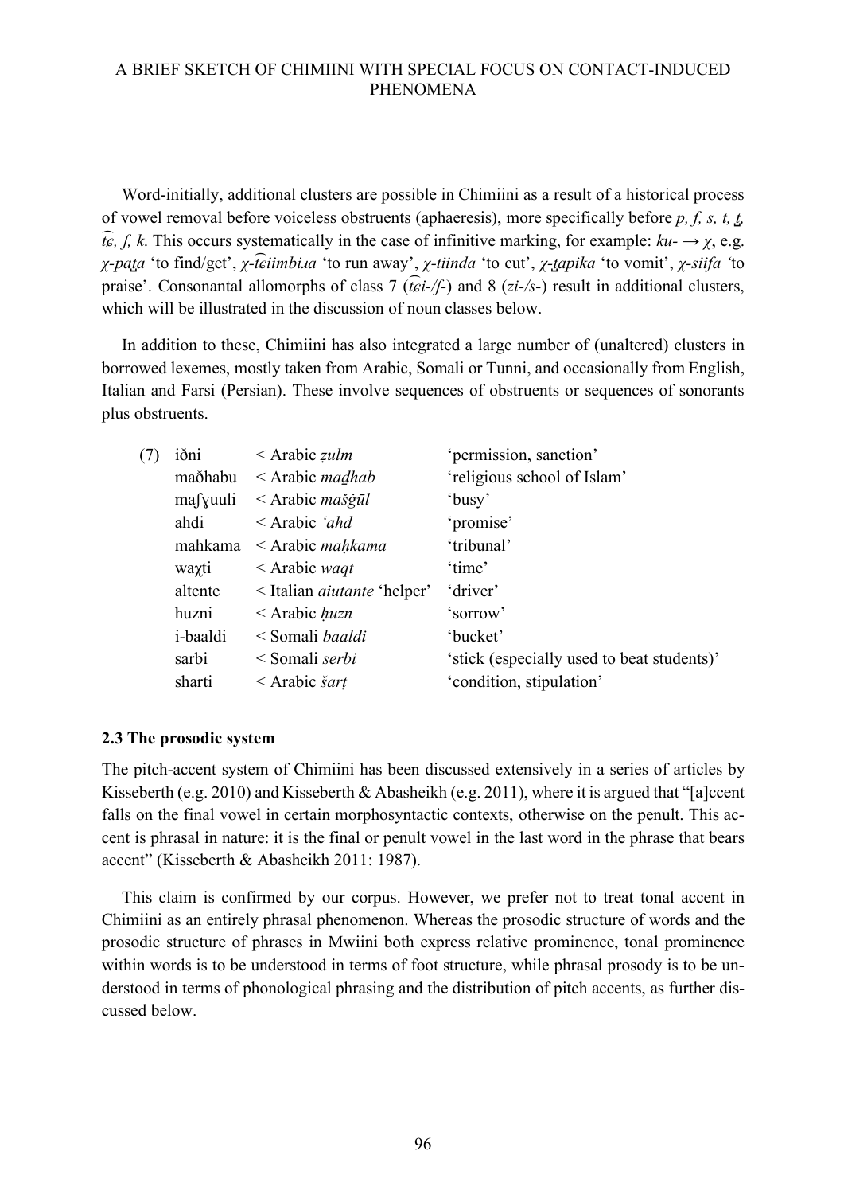Word-initially, additional clusters are possible in Chimiini as a result of a historical process of vowel removal before voiceless obstruents (aphaeresis), more specifically before *p, ʃ, s, t, ṯ, t͡ɕ, ʃ, k*. This occurs systematically in the case of infinitive marking, for example: *ku-* → *χ*, e.g. *χ-paṯa* 'to find/get', *χ-t͡ɕiimbiɹa* 'to run away', *χ-tiinda* 'to cut', *χ-ṯapika* 'to vomit', *χ-siifa* 'to praise'. Consonantal allomorphs of class 7 (*t͡ɕi-/ʃ-*) and 8 (*zi-/s-*) result in additional clusters, which will be illustrated in the discussion of noun classes below.

In addition to these, Chimiini has also integrated a large number of (unaltered) clusters in borrowed lexemes, mostly taken from Arabic, Somali or Tunni, and occasionally from English, Italian and Farsi (Persian). These involve sequences of obstruents or sequences of sonorants plus obstruents.

| (7) | | | |
|---|---|---|---|
| | iðni | < Arabic *ẓulm* | 'permission, sanction' |
| | maðhabu | < Arabic *maḏhab* | 'religious school of Islam' |
| | maʃɣuuli | < Arabic *mašġūl* | 'busy' |
| | ahdi | < Arabic *'ahd* | 'promise' |
| | mahkama | < Arabic *maḥkama* | 'tribunal' |
| | waχti | < Arabic *waqt* | 'time' |
| | altente | < Italian *aiutante* 'helper' | 'driver' |
| | huzni | < Arabic *ḥuzn* | 'sorrow' |
| | i-baaldi | < Somali *baaldi* | 'bucket' |
| | sarbi | < Somali *serbi* | 'stick (especially used to beat students)' |
| | sharti | < Arabic *šarṭ* | 'condition, stipulation' |

### 2.3 The prosodic system

The pitch-accent system of Chimiini has been discussed extensively in a series of articles by Kisseberth (e.g. 2010) and Kisseberth & Abasheikh (e.g. 2011), where it is argued that "[a]ccent falls on the final vowel in certain morphosyntactic contexts, otherwise on the penult. This accent is phrasal in nature: it is the final or penult vowel in the last word in the phrase that bears accent" (Kisseberth & Abasheikh 2011: 1987).

This claim is confirmed by our corpus. However, we prefer not to treat tonal accent in Chimiini as an entirely phrasal phenomenon. Whereas the prosodic structure of words and the prosodic structure of phrases in Mwiini both express relative prominence, tonal prominence within words is to be understood in terms of foot structure, while phrasal prosody is to be understood in terms of phonological phrasing and the distribution of pitch accents, as further discussed below.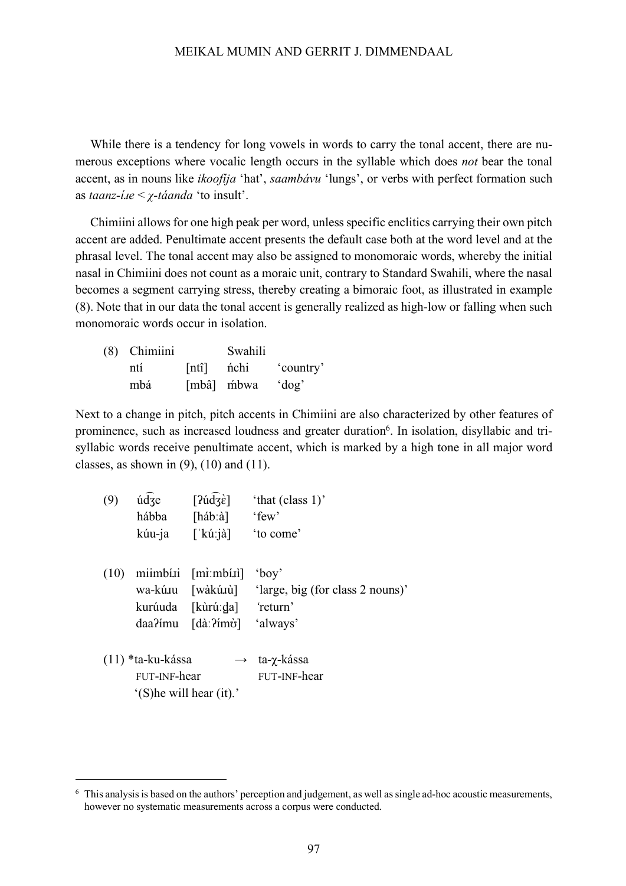While there is a tendency for long vowels in words to carry the tonal accent, there are numerous exceptions where vocalic length occurs in the syllable which does *not* bear the tonal accent, as in nouns like *ikoofíja* 'hat', *saambávu* 'lungs', or verbs with perfect formation such as *taanz-íɹe* < *χ-táanda* 'to insult'.

Chimiini allows for one high peak per word, unless specific enclitics carrying their own pitch accent are added. Penultimate accent presents the default case both at the word level and at the phrasal level. The tonal accent may also be assigned to monomoraic words, whereby the initial nasal in Chimiini does not count as a moraic unit, contrary to Standard Swahili, where the nasal becomes a segment carrying stress, thereby creating a bimoraic foot, as illustrated in example (8). Note that in our data the tonal accent is generally realized as high-low or falling when such monomoraic words occur in isolation.

(8)

| Chimiini | | Swahili | |
|---|---|---|---|
| ntí | [ntî] | ńchi | 'country' |
| mbá | [mbâ] | ḿbwa | 'dog' |

Next to a change in pitch, pitch accents in Chimiini are also characterized by other features of prominence, such as increased loudness and greater duration[6]. In isolation, disyllabic and trisyllabic words receive penultimate accent, which is marked by a high tone in all major word classes, as shown in (9), (10) and (11).

(9)

| | | |
|---|---|---|
| úd͡ʒe | [ʔúd͡ʒɛ̀] | 'that (class 1)' |
| hábba | [háb:à] | 'few' |
| kúu-ja | [ˈkúːjà] | 'to come' |

(10)

| | | |
|---|---|---|
| miimbíɹi | [mìːmbíɹì] | 'boy' |
| wa-kúɹu | [wàkúɹù] | 'large, big (for class 2 nouns)' |
| kurúuda | [kùrúːd̪a] | 'return' |
| daaʔímu | [dàːʔímʊ̀] | 'always' |

(11) *ta-ku-kássa → ta-χ-kássa
FUT-INF-hear FUT-INF-hear
'(S)he will hear (it).'

[6] This analysis is based on the authors' perception and judgement, as well as single ad-hoc acoustic measurements, however no systematic measurements across a corpus were conducted.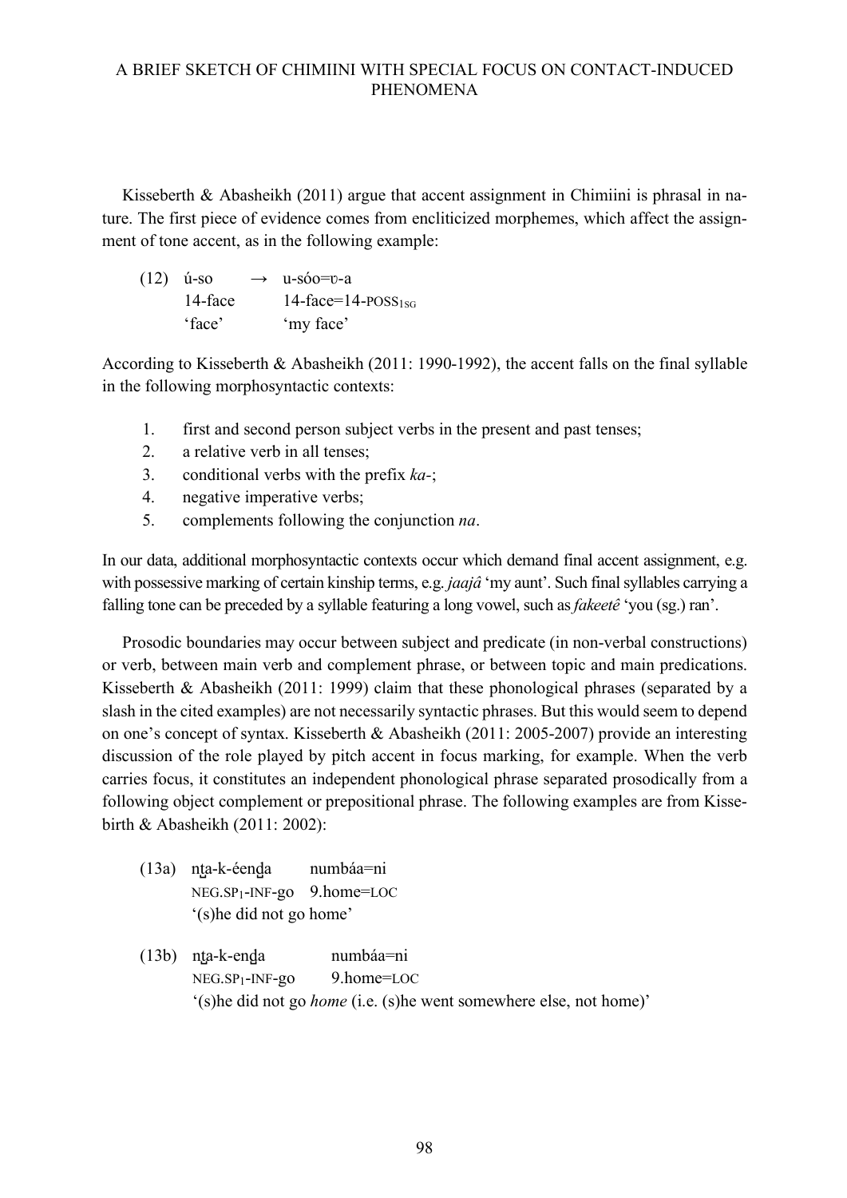Kisseberth & Abasheikh (2011) argue that accent assignment in Chimiini is phrasal in nature. The first piece of evidence comes from encliticized morphemes, which affect the assignment of tone accent, as in the following example:

(12) ú-so → u-sóo=ʋ-a
14-face 14-face=14-POSS$_{1SG}$
'face' 'my face'

According to Kisseberth & Abasheikh (2011: 1990-1992), the accent falls on the final syllable in the following morphosyntactic contexts:

1. first and second person subject verbs in the present and past tenses;
2. a relative verb in all tenses;
3. conditional verbs with the prefix *ka-*;
4. negative imperative verbs;
5. complements following the conjunction *na*.

In our data, additional morphosyntactic contexts occur which demand final accent assignment, e.g. with possessive marking of certain kinship terms, e.g. *jaajâ* 'my aunt'. Such final syllables carrying a falling tone can be preceded by a syllable featuring a long vowel, such as *fakeetê* 'you (sg.) ran'.

Prosodic boundaries may occur between subject and predicate (in non-verbal constructions) or verb, between main verb and complement phrase, or between topic and main predications. Kisseberth & Abasheikh (2011: 1999) claim that these phonological phrases (separated by a slash in the cited examples) are not necessarily syntactic phrases. But this would seem to depend on one's concept of syntax. Kisseberth & Abasheikh (2011: 2005-2007) provide an interesting discussion of the role played by pitch accent in focus marking, for example. When the verb carries focus, it constitutes an independent phonological phrase separated prosodically from a following object complement or prepositional phrase. The following examples are from Kissebirth & Abasheikh (2011: 2002):

(13a) nt̪a-k-éend̪a numbáa=ni
NEG.SP$_1$-INF-go 9.home=LOC
'(s)he did not go home'

(13b) nt̪a-k-end̪a numbáa=ni
NEG.SP$_1$-INF-go 9.home=LOC
'(s)he did not go *home* (i.e. (s)he went somewhere else, not home)'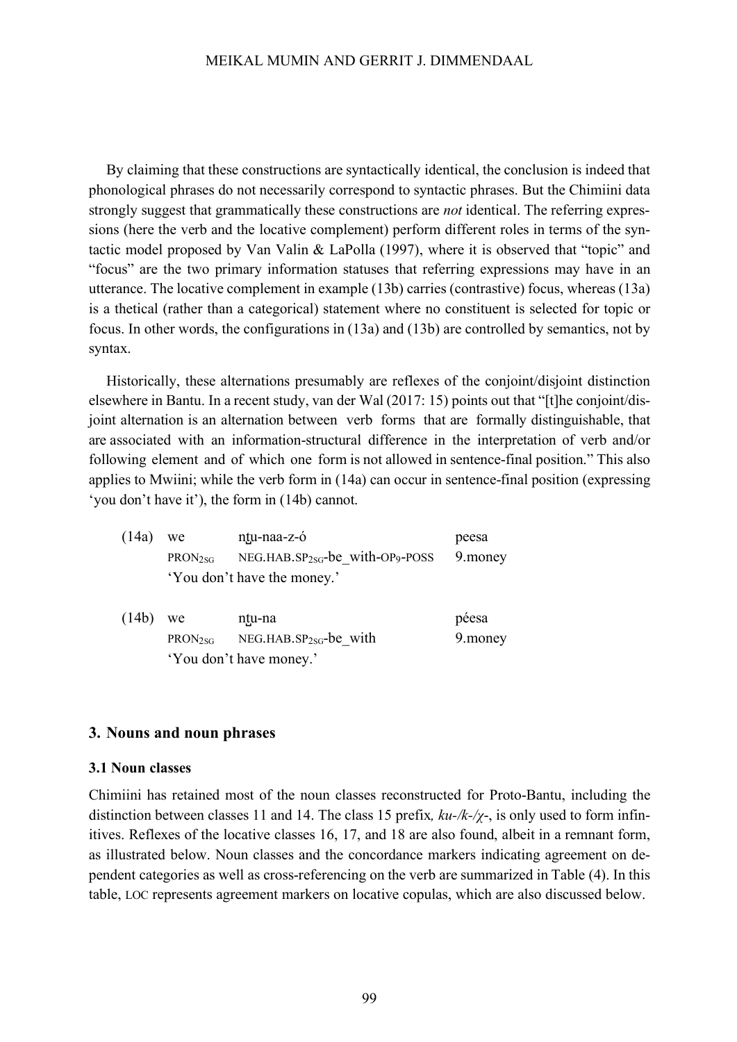By claiming that these constructions are syntactically identical, the conclusion is indeed that phonological phrases do not necessarily correspond to syntactic phrases. But the Chimiini data strongly suggest that grammatically these constructions are *not* identical. The referring expressions (here the verb and the locative complement) perform different roles in terms of the syntactic model proposed by Van Valin & LaPolla (1997), where it is observed that "topic" and "focus" are the two primary information statuses that referring expressions may have in an utterance. The locative complement in example (13b) carries (contrastive) focus, whereas (13a) is a thetical (rather than a categorical) statement where no constituent is selected for topic or focus. In other words, the configurations in (13a) and (13b) are controlled by semantics, not by syntax.

Historically, these alternations presumably are reflexes of the conjoint/disjoint distinction elsewhere in Bantu. In a recent study, van der Wal (2017: 15) points out that "[t]he conjoint/disjoint alternation is an alternation between verb forms that are formally distinguishable, that are associated with an information-structural difference in the interpretation of verb and/or following element and of which one form is not allowed in sentence-final position." This also applies to Mwiini; while the verb form in (14a) can occur in sentence-final position (expressing 'you don't have it'), the form in (14b) cannot.

| | | | |
|---|---|---|---|
| (14a) | we | nṯu-naa-z-ó | peesa |
| | PRON$_{2SG}$ | NEG.HAB.SP$_{2SG}$-be_with-OP$_{9}$-POSS | 9.money |
| | 'You don't have the money.' | | |

| | | | |
|---|---|---|---|
| (14b) | we | nṯu-na | péesa |
| | PRON$_{2SG}$ | NEG.HAB.SP$_{2SG}$-be_with | 9.money |
| | 'You don't have money.' | | |

## 3. Nouns and noun phrases

### 3.1 Noun classes

Chimiini has retained most of the noun classes reconstructed for Proto-Bantu, including the distinction between classes 11 and 14. The class 15 prefix*, ku-/k-/χ-*, is only used to form infinitives. Reflexes of the locative classes 16, 17, and 18 are also found, albeit in a remnant form, as illustrated below. Noun classes and the concordance markers indicating agreement on dependent categories as well as cross-referencing on the verb are summarized in Table (4). In this table, LOC represents agreement markers on locative copulas, which are also discussed below.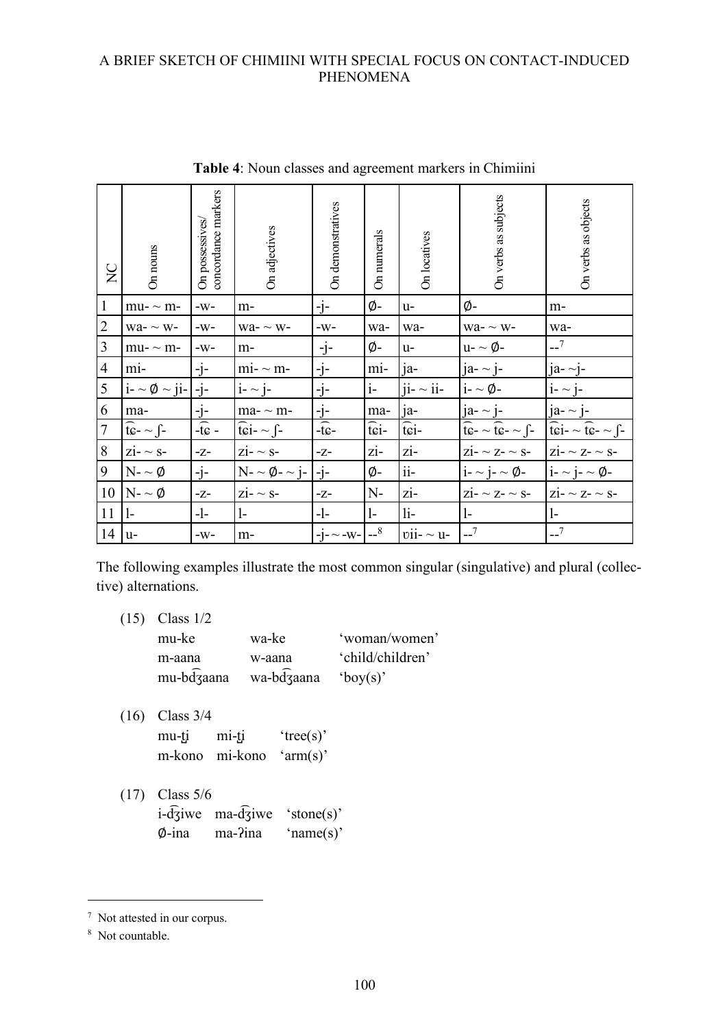**Table 4**: Noun classes and agreement markers in Chimiini

| NC | On nouns | On possessives/ concordance markers | On adjectives | On demonstratives | On numerals | On locatives | On verbs as subjects | On verbs as objects |
|---|---|---|---|---|---|---|---|---|
| 1 | mu- ~ m- | -w- | m- | -j- | Ø- | u- | Ø- | m- |
| 2 | wa- ~ w- | -w- | wa- ~ w- | -w- | wa- | wa- | wa- ~ w- | wa- |
| 3 | mu- ~ m- | -w- | m- | -j- | Ø- | u- | u- ~ Ø- | --[7] |
| 4 | mi- | -j- | mi- ~ m- | -j- | mi- | ja- | ja- ~ j- | ja- ~j- |
| 5 | i- ~ Ø ~ ji- | -j- | i- ~ j- | -j- | i- | ji- ~ ii- | i- ~ Ø- | i- ~ j- |
| 6 | ma- | -j- | ma- ~ m- | -j- | ma- | ja- | ja- ~ j- | ja- ~ j- |
| 7 | t͡ɕ- ~ ʃ- | -t͡ɕ - | t͡ɕi- ~ ʃ- | -t͡ɕ- | t͡ɕi- | t͡ɕi- | t͡ɕ- ~ t͡ɕ- ~ ʃ- | t͡ɕi- ~ t͡ɕ- ~ ʃ- |
| 8 | zi- ~ s- | -z- | zi- ~ s- | -z- | zi- | zi- | zi- ~ z- ~ s- | zi- ~ z- ~ s- |
| 9 | N- ~ Ø | -j- | N- ~ Ø- ~ j- | -j- | Ø- | ii- | i- ~ j- ~ Ø- | i- ~ j- ~ Ø- |
| 10 | N- ~ Ø | -z- | zi- ~ s- | -z- | N- | zi- | zi- ~ z- ~ s- | zi- ~ z- ~ s- |
| 11 | l- | -l- | l- | -l- | l- | li- | l- | l- |
| 14 | u- | -w- | m- | -j- ~ -w- | --[8] | ʋii- ~ u- | --[7] | --[7] |

The following examples illustrate the most common singular (singulative) and plural (collective) alternations.

(15) Class 1/2

| | | |
|---|---|---|
| mu-ke | wa-ke | 'woman/women' |
| m-aana | w-aana | 'child/children' |
| mu-bd͡ʒaana | wa-bd͡ʒaana | 'boy(s)' |

(16) Class 3/4

| | | |
|---|---|---|
| mu-t̪i | mi-t̪i | 'tree(s)' |
| m-kono | mi-kono | 'arm(s)' |

(17) Class 5/6

| | | |
|---|---|---|
| i-d͡ʒiwe | ma-d͡ʒiwe | 'stone(s)' |
| Ø-ina | ma-ʔina | 'name(s)' |

---

[7] Not attested in our corpus.

[8] Not countable.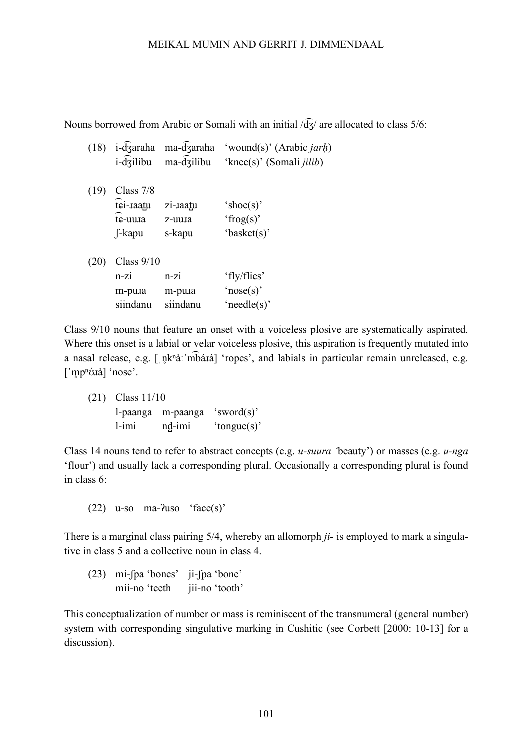Nouns borrowed from Arabic or Somali with an initial /d͡ʒ/ are allocated to class 5/6:

(18) i-d͡ʒaraha ma-d͡ʒaraha 'wound(s)' (Arabic *jarḥ*)
     i-d͡ʒilibu ma-d͡ʒilibu 'knee(s)' (Somali *jilib*)

(19) Class 7/8

| | | |
|---|---|---|
| t͡ɕi-ɹaaʈu | zi-ɹaaʈu | 'shoe(s)' |
| t͡ɕ-uuɹa | z-uuɹa | 'frog(s)' |
| ʃ-kapu | s-kapu | 'basket(s)' |

(20) Class 9/10

| | | |
|---|---|---|
| n-zi | n-zi | 'fly/flies' |
| m-puɹa | m-puɹa | 'nose(s)' |
| siindanu | siindanu | 'needle(s)' |

Class 9/10 nouns that feature an onset with a voiceless plosive are systematically aspirated. Where this onset is a labial or velar voiceless plosive, this aspiration is frequently mutated into a nasal release, e.g. [ˌŋ̊kⁿàːˈm͡báɹà] 'ropes', and labials in particular remain unreleased, e.g. [ˈm̥pⁿʊ́ɹà] 'nose'.

(21) Class 11/10

| | | |
|---|---|---|
| l-paanga | m-paanga | 'sword(s)' |
| l-imi | nd̪-imi | 'tongue(s)' |

Class 14 nouns tend to refer to abstract concepts (e.g. *u-suura '*beauty') or masses (e.g. *u-nga* 'flour') and usually lack a corresponding plural. Occasionally a corresponding plural is found in class 6:

(22) u-so ma-ʔuso 'face(s)'

There is a marginal class pairing 5/4, whereby an allomorph *ji-* is employed to mark a singulative in class 5 and a collective noun in class 4.

(23) mi-ʃpa 'bones' ji-ʃpa 'bone'
     mii-no 'teeth jii-no 'tooth'

This conceptualization of number or mass is reminiscent of the transnumeral (general number) system with corresponding singulative marking in Cushitic (see Corbett [2000: 10-13] for a discussion).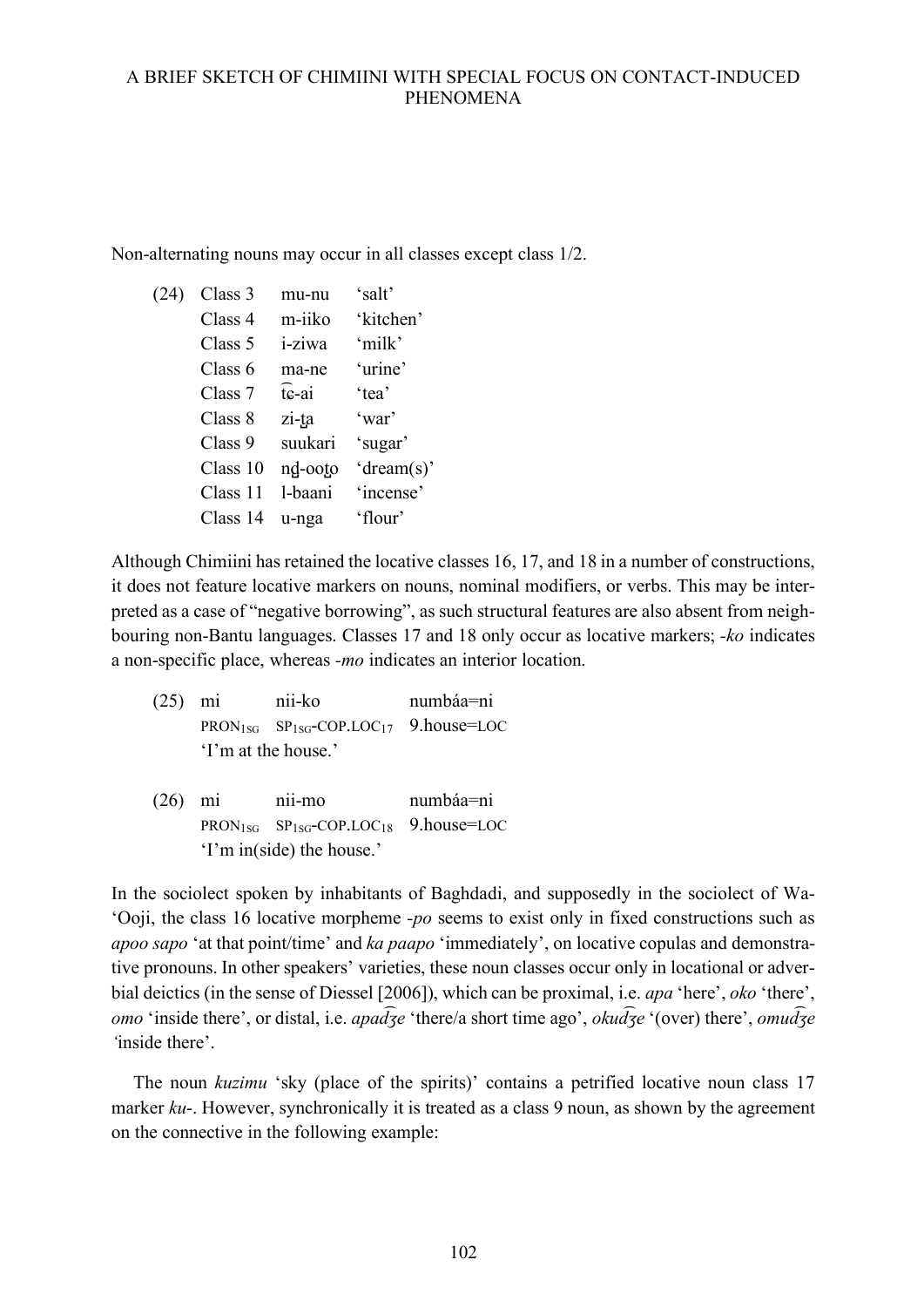Non-alternating nouns may occur in all classes except class 1/2.

(24)

| | | |
|---|---|---|
| Class 3 | mu-nu | 'salt' |
| Class 4 | m-iiko | 'kitchen' |
| Class 5 | i-ziwa | 'milk' |
| Class 6 | ma-ne | 'urine' |
| Class 7 | t͡ɕ-ai | 'tea' |
| Class 8 | zi-t̪a | 'war' |
| Class 9 | suukari | 'sugar' |
| Class 10 | nd̪-oot̪o | 'dream(s)' |
| Class 11 | l-baani | 'incense' |
| Class 14 | u-nga | 'flour' |

Although Chimiini has retained the locative classes 16, 17, and 18 in a number of constructions, it does not feature locative markers on nouns, nominal modifiers, or verbs. This may be interpreted as a case of "negative borrowing", as such structural features are also absent from neighbouring non-Bantu languages. Classes 17 and 18 only occur as locative markers; *-ko* indicates a non-specific place, whereas *-mo* indicates an interior location.

(25)

| mi | nii-ko | numbáa=ni |
|---|---|---|
| PRON$_{1SG}$ | SP$_{1SG}$-COP.LOC$_{17}$ | 9.house=LOC |

'I'm at the house.'

(26)

| mi | nii-mo | numbáa=ni |
|---|---|---|
| PRON$_{1SG}$ | SP$_{1SG}$-COP.LOC$_{18}$ | 9.house=LOC |

'I'm in(side) the house.'

In the sociolect spoken by inhabitants of Baghdadi, and supposedly in the sociolect of Wa-'Ooji, the class 16 locative morpheme *-po* seems to exist only in fixed constructions such as *apoo sapo* 'at that point/time' and *ka paapo* 'immediately', on locative copulas and demonstrative pronouns. In other speakers' varieties, these noun classes occur only in locational or adverbial deictics (in the sense of Diessel [2006]), which can be proximal, i.e. *apa* 'here', *oko* 'there', *omo* 'inside there', or distal, i.e. *apad͡ʒe* 'there/a short time ago', *okud͡ʒe* '(over) there', *omud͡ʒe* 'inside there'.

The noun *kuzimu* 'sky (place of the spirits)' contains a petrified locative noun class 17 marker *ku-*. However, synchronically it is treated as a class 9 noun, as shown by the agreement on the connective in the following example: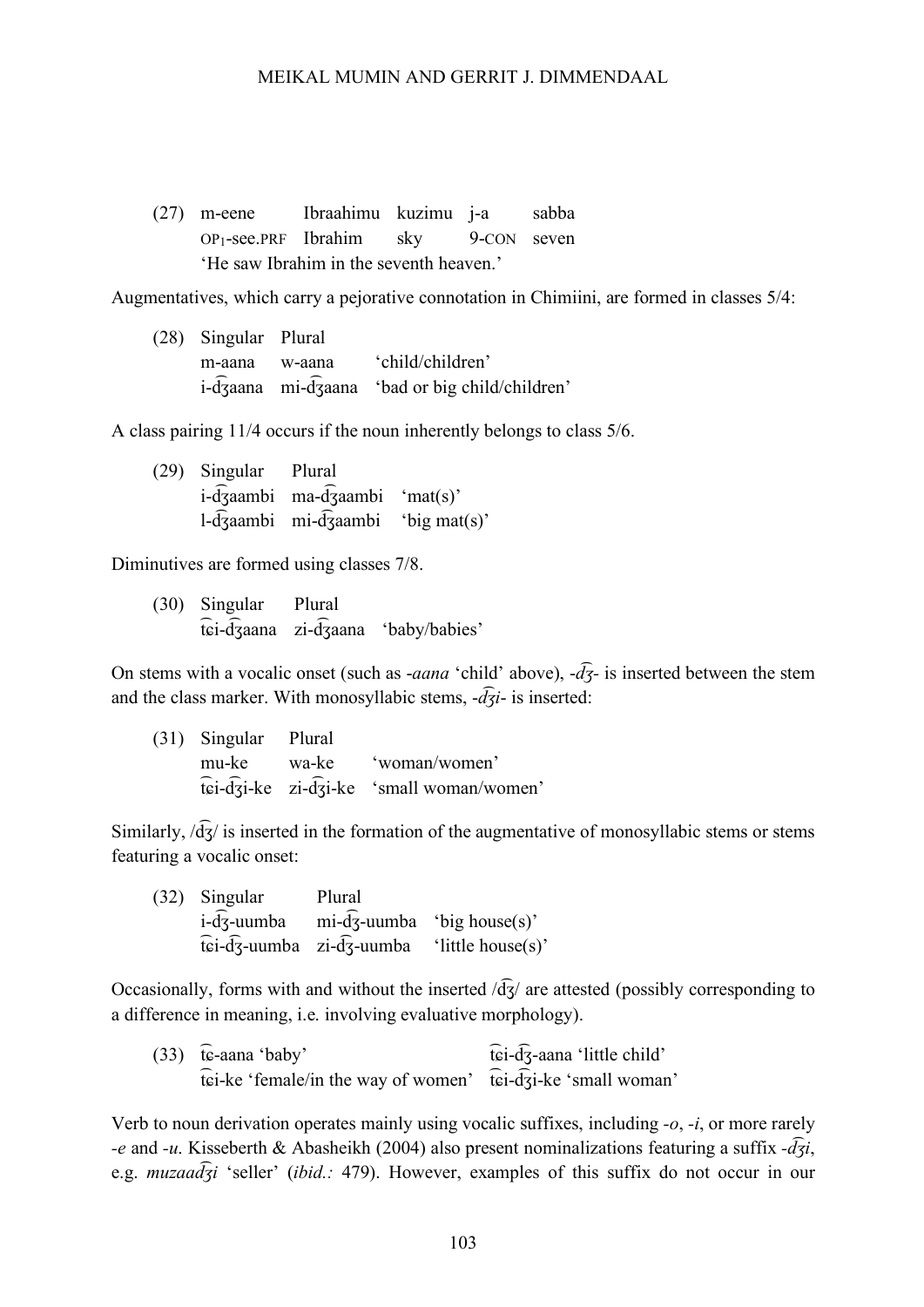(27) m-eene Ibraahimu kuzimu j-a sabba
OP1-see.PRF Ibrahim sky 9-CON seven
'He saw Ibrahim in the seventh heaven.'

Augmentatives, which carry a pejorative connotation in Chimiini, are formed in classes 5/4:

| (28) | Singular | Plural | |
|---|---|---|---|
| | m-aana | w-aana | 'child/children' |
| | i-d͡ʒaana | mi-d͡ʒaana | 'bad or big child/children' |

A class pairing 11/4 occurs if the noun inherently belongs to class 5/6.

| (29) | Singular | Plural | |
|---|---|---|---|
| | i-d͡ʒaambi | ma-d͡ʒaambi | 'mat(s)' |
| | l-d͡ʒaambi | mi-d͡ʒaambi | 'big mat(s)' |

Diminutives are formed using classes 7/8.

| (30) | Singular | Plural | |
|---|---|---|---|
| | t͡ɕi-d͡ʒaana | zi-d͡ʒaana | 'baby/babies' |

On stems with a vocalic onset (such as *-aana* 'child' above), *-d͡ʒ-* is inserted between the stem and the class marker. With monosyllabic stems, *-d͡ʒi-* is inserted:

| (31) | Singular | Plural | |
|---|---|---|---|
| | mu-ke | wa-ke | 'woman/women' |
| | t͡ɕi-d͡ʒi-ke | zi-d͡ʒi-ke | 'small woman/women' |

Similarly, /d͡ʒ/ is inserted in the formation of the augmentative of monosyllabic stems or stems featuring a vocalic onset:

| (32) | Singular | Plural | |
|---|---|---|---|
| | i-d͡ʒ-uumba | mi-d͡ʒ-uumba | 'big house(s)' |
| | t͡ɕi-d͡ʒ-uumba | zi-d͡ʒ-uumba | 'little house(s)' |

Occasionally, forms with and without the inserted /d͡ʒ/ are attested (possibly corresponding to a difference in meaning, i.e. involving evaluative morphology).

(33) t͡ɕ-aana 'baby' t͡ɕi-d͡ʒ-aana 'little child'
t͡ɕi-ke 'female/in the way of women' t͡ɕi-d͡ʒi-ke 'small woman'

Verb to noun derivation operates mainly using vocalic suffixes, including *-o*, *-i*, or more rarely *-e* and *-u*. Kisseberth & Abasheikh (2004) also present nominalizations featuring a suffix *-d͡ʒi*, e.g. *muzaad͡ʒi* 'seller' (*ibid.:* 479). However, examples of this suffix do not occur in our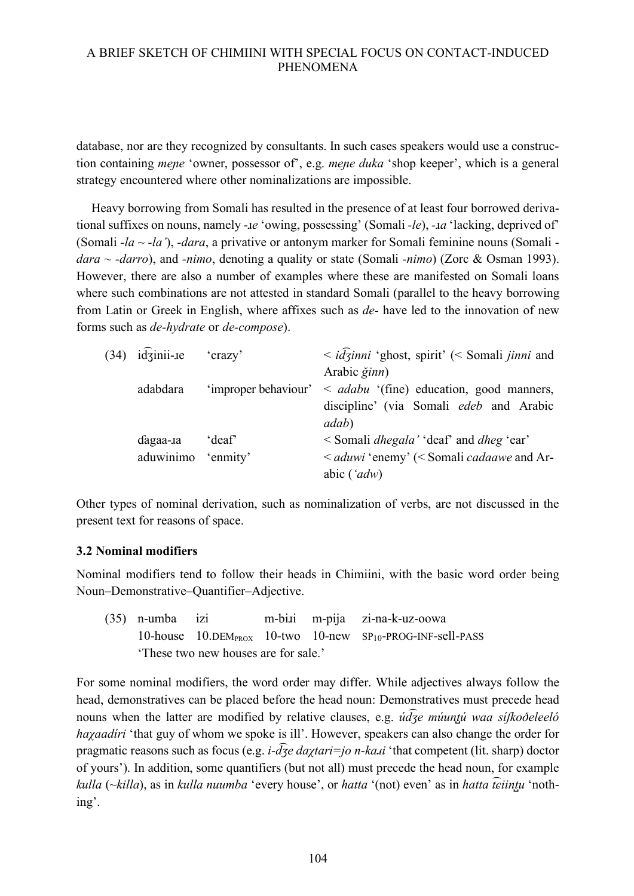database, nor are they recognized by consultants. In such cases speakers would use a construction containing *meɲe* 'owner, possessor of', e.g. *meɲe duka* 'shop keeper', which is a general strategy encountered where other nominalizations are impossible.

Heavy borrowing from Somali has resulted in the presence of at least four borrowed derivational suffixes on nouns, namely -*ɹe* 'owing, possessing' (Somali -*le*), -*ɹa* 'lacking, deprived of' (Somali -*la* ~ -*la'*), -*dara*, a privative or antonym marker for Somali feminine nouns (Somali -*dara* ~ -*darro*), and -*nimo*, denoting a quality or state (Somali -*nimo*) (Zorc & Osman 1993). However, there are also a number of examples where these are manifested on Somali loans where such combinations are not attested in standard Somali (parallel to the heavy borrowing from Latin or Greek in English, where affixes such as *de-* have led to the innovation of new forms such as *de-hydrate* or *de-compose*).

| (34) | id͡ʒinii-ɹe | 'crazy' | < *id͡ʒinni* 'ghost, spirit' (< Somali *jinni* and Arabic *ǧinn*) |
|---|---|---|---|
| | adabdara | 'improper behaviour' | < *adabu* '(fine) education, good manners, discipline' (via Somali *edeb* and Arabic *adab*) |
| | ɗagaa-ɹa | 'deaf' | < Somali *dhegala'* 'deaf' and *dheg* 'ear' |
| | aduwinimo | 'enmity' | < *aduwi* 'enemy' (< Somali *cadaawe* and Arabic (*'adw*) |

Other types of nominal derivation, such as nominalization of verbs, are not discussed in the present text for reasons of space.

### 3.2 Nominal modifiers

Nominal modifiers tend to follow their heads in Chimiini, with the basic word order being Noun–Demonstrative–Quantifier–Adjective.

(35) n-umba izi m-biɹi m-pija zi-na-k-uz-oowa
10-house 10.DEM~PROX~ 10-two 10-new SP~10~-PROG-INF-sell-PASS
'These two new houses are for sale.'

For some nominal modifiers, the word order may differ. While adjectives always follow the head, demonstratives can be placed before the head noun: Demonstratives must precede head nouns when the latter are modified by relative clauses, e.g. *úd͡ʒe múunʈú waa síʃkoðeleeló haχaadíri* 'that guy of whom we spoke is ill'. However, speakers can also change the order for pragmatic reasons such as focus (e.g. *i-d͡ʒe daχtari=jo n-kaɹi* 'that competent (lit. sharp) doctor of yours'). In addition, some quantifiers (but not all) must precede the head noun, for example *kulla* (~*killa*), as in *kulla nuumba* 'every house', or *hatta* '(not) even' as in *hatta t͡ɕiinʈu* 'nothing'.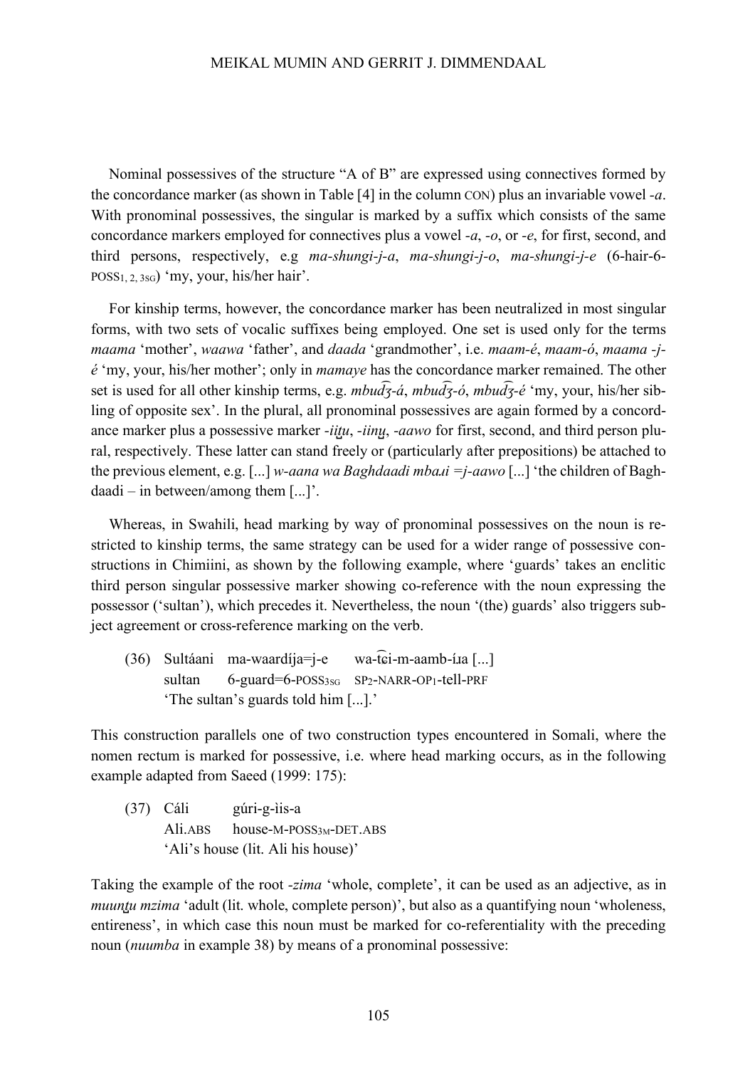Nominal possessives of the structure "A of B" are expressed using connectives formed by the concordance marker (as shown in Table [4] in the column CON) plus an invariable vowel *-a*. With pronominal possessives, the singular is marked by a suffix which consists of the same concordance markers employed for connectives plus a vowel *-a*, *-o*, or *-e*, for first, second, and third persons, respectively, e.g *ma-shungi-j-a*, *ma-shungi-j-o*, *ma-shungi-j-e* (6-hair-6-POSS$_{1,\,2,\,3SG}$) 'my, your, his/her hair'.

For kinship terms, however, the concordance marker has been neutralized in most singular forms, with two sets of vocalic suffixes being employed. One set is used only for the terms *maama* 'mother', *waawa* 'father', and *daada* 'grandmother', i.e. *maam-é*, *maam-ó*, *maama -j-é* 'my, your, his/her mother'; only in *mamaye* has the concordance marker remained. The other set is used for all other kinship terms, e.g. *mbud͡ʒ-á*, *mbud͡ʒ-ó*, *mbud͡ʒ-é* 'my, your, his/her sibling of opposite sex'. In the plural, all pronominal possessives are again formed by a concordance marker plus a possessive marker *-iit̪u*, *-iin̪u*, *-aawo* for first, second, and third person plural, respectively. These latter can stand freely or (particularly after prepositions) be attached to the previous element, e.g. [...] *w-aana wa Baghdaadi mbaɹi =j-aawo* [...] 'the children of Baghdaadi – in between/among them [...]'.

Whereas, in Swahili, head marking by way of pronominal possessives on the noun is restricted to kinship terms, the same strategy can be used for a wider range of possessive constructions in Chimiini, as shown by the following example, where 'guards' takes an enclitic third person singular possessive marker showing co-reference with the noun expressing the possessor ('sultan'), which precedes it. Nevertheless, the noun '(the) guards' also triggers subject agreement or cross-reference marking on the verb.

(36) Sultáani ma-waardíja=j-e wa-t͡ɕi-m-aamb-íɹa [...]
sultan 6-guard=6-POSS$_{3SG}$ SP$_2$-NARR-OP$_1$-tell-PRF
'The sultan's guards told him [...].'

This construction parallels one of two construction types encountered in Somali, where the nomen rectum is marked for possessive, i.e. where head marking occurs, as in the following example adapted from Saeed (1999: 175):

(37) Cáli gúri-g-ìis-a
Ali.ABS house-M-POSS$_{3M}$-DET.ABS
'Ali's house (lit. Ali his house)'

Taking the example of the root *-zima* 'whole, complete', it can be used as an adjective, as in *muunt̪u mzima* 'adult (lit. whole, complete person)', but also as a quantifying noun 'wholeness, entireness', in which case this noun must be marked for co-referentiality with the preceding noun (*nuumba* in example 38) by means of a pronominal possessive: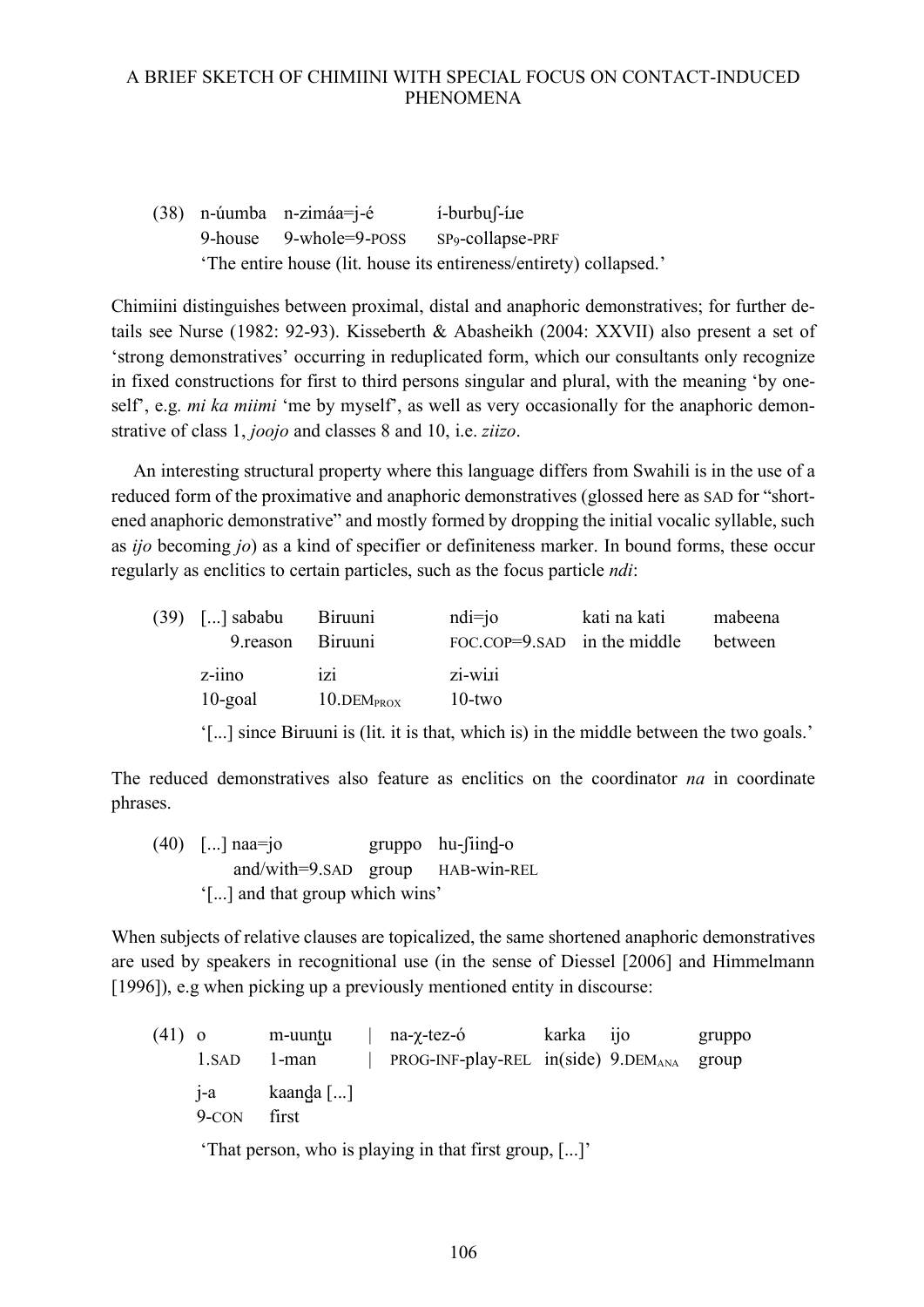(38) n-úumba n-zimáa=j-é í-burbuʃ-íɹe
9-house 9-whole=9-POSS SP9-collapse-PRF
'The entire house (lit. house its entireness/entirety) collapsed.'

Chimiini distinguishes between proximal, distal and anaphoric demonstratives; for further details see Nurse (1982: 92-93). Kisseberth & Abasheikh (2004: XXVII) also present a set of 'strong demonstratives' occurring in reduplicated form, which our consultants only recognize in fixed constructions for first to third persons singular and plural, with the meaning 'by oneself', e.g. *mi ka miimi* 'me by myself', as well as very occasionally for the anaphoric demonstrative of class 1, *joojo* and classes 8 and 10, i.e. *ziizo*.

An interesting structural property where this language differs from Swahili is in the use of a reduced form of the proximative and anaphoric demonstratives (glossed here as SAD for "shortened anaphoric demonstrative" and mostly formed by dropping the initial vocalic syllable, such as *ijo* becoming *jo*) as a kind of specifier or definiteness marker. In bound forms, these occur regularly as enclitics to certain particles, such as the focus particle *ndi*:

(39) [...] sababu Biruuni ndi=jo kati na kati mabeena
9.reason Biruuni FOC.COP=9.SAD in the middle between
z-iino izi zi-wiɹi
10-goal 10.DEM$_{PROX}$ 10-two
'[...] since Biruuni is (lit. it is that, which is) in the middle between the two goals.'

The reduced demonstratives also feature as enclitics on the coordinator *na* in coordinate phrases.

(40) [...] naa=jo gruppo hu-ʃiinḏ-o
and/with=9.SAD group HAB-win-REL
'[...] and that group which wins'

When subjects of relative clauses are topicalized, the same shortened anaphoric demonstratives are used by speakers in recognitional use (in the sense of Diessel [2006] and Himmelmann [1996]), e.g when picking up a previously mentioned entity in discourse:

(41) o m-uunṯu | na-χ-tez-ó karka ijo gruppo
1.SAD 1-man | PROG-INF-play-REL in(side) 9.DEM$_{ANA}$ group
j-a kaanḏa [...]
9-CON first
'That person, who is playing in that first group, [...]'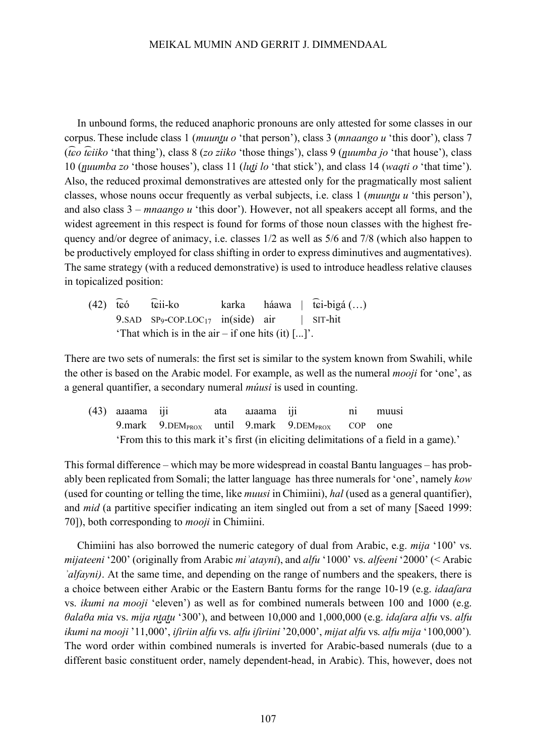In unbound forms, the reduced anaphoric pronouns are only attested for some classes in our corpus. These include class 1 (*muunt̪u o* 'that person'), class 3 (*mnaango u* 'this door'), class 7 (*t͡ɕo t͡ɕiiko* 'that thing'), class 8 (*zo ziiko* 'those things'), class 9 (*n̪uumba jo* 'that house'), class 10 (*n̪uumba zo* 'those houses'), class 11 (*lut̪i lo* 'that stick'), and class 14 (*waqti o* 'that time'). Also, the reduced proximal demonstratives are attested only for the pragmatically most salient classes, whose nouns occur frequently as verbal subjects, i.e. class 1 (*muunt̪u u* 'this person'), and also class 3 – *mnaango u* 'this door'). However, not all speakers accept all forms, and the widest agreement in this respect is found for forms of those noun classes with the highest frequency and/or degree of animacy, i.e. classes 1/2 as well as 5/6 and 7/8 (which also happen to be productively employed for class shifting in order to express diminutives and augmentatives). The same strategy (with a reduced demonstrative) is used to introduce headless relative clauses in topicalized position:

(42) t͡ɕó t͡ɕii-ko karka háawa | t͡ɕi-bigá (…)
9.SAD SP₉-COP.LOC₁₇ in(side) air | SIT-hit
'That which is in the air – if one hits (it) [...]'.

There are two sets of numerals: the first set is similar to the system known from Swahili, while the other is based on the Arabic model. For example, as well as the numeral *mooji* for 'one', as a general quantifier, a secondary numeral *múusi* is used in counting.

(43) aɹaama iji ata aɹaama iji ni muusi
9.mark 9.DEM$_{PROX}$ until 9.mark 9.DEM$_{PROX}$ COP one
'From this to this mark it's first (in eliciting delimitations of a field in a game).'

This formal difference – which may be more widespread in coastal Bantu languages – has probably been replicated from Somali; the latter language has three numerals for 'one', namely *kow* (used for counting or telling the time, like *muusi* in Chimiini), *hal* (used as a general quantifier), and *mid* (a partitive specifier indicating an item singled out from a set of many [Saeed 1999: 70]), both corresponding to *mooji* in Chimiini.

Chimiini has also borrowed the numeric category of dual from Arabic, e.g. *mija* '100' vs. *mijateeni* '200' (originally from Arabic *miʾatayni*), and *alfu* '1000' vs. *alfeeni* '2000' (< Arabic *ʾalfayni)*. At the same time, and depending on the range of numbers and the speakers, there is a choice between either Arabic or the Eastern Bantu forms for the range 10-19 (e.g. *idaaʃara* vs. *ikumi na mooji* 'eleven') as well as for combined numerals between 100 and 1000 (e.g. *θalaθa mia* vs. *mija n̪tat̪u* '300'), and between 10,000 and 1,000,000 (e.g. *idaʃara alfu* vs. *alfu ikumi na mooji* '11,000', *iʃiriin alfu* vs. *alfu iʃiriini* '20,000', *mijat alfu* vs. *alfu mija* '100,000'). The word order within combined numerals is inverted for Arabic-based numerals (due to a different basic constituent order, namely dependent-head, in Arabic). This, however, does not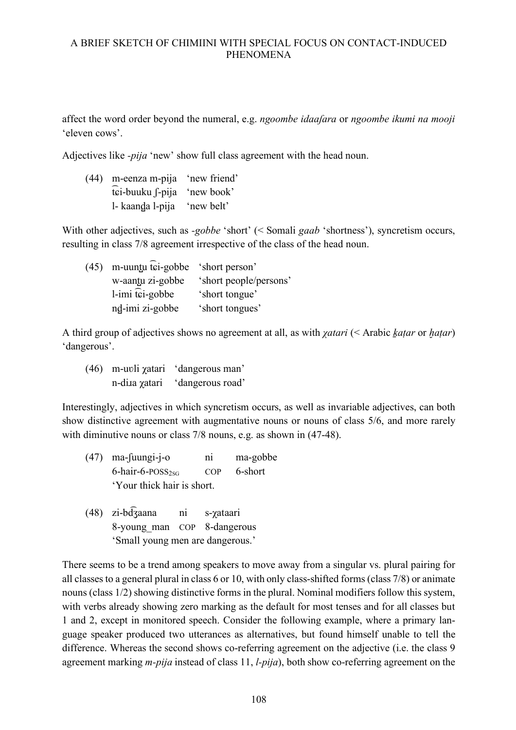affect the word order beyond the numeral, e.g. *ngoombe idaafara* or *ngoombe ikumi na mooji* 'eleven cows'.

Adjectives like *-pija* 'new' show full class agreement with the head noun.

(44) m-eenza m-pija 'new friend'
 t͡ɕi-buuku ʃ-pija 'new book'
 l- kaanda̪ l-pija 'new belt'

With other adjectives, such as *-gobbe* 'short' (< Somali *gaab* 'shortness'), syncretism occurs, resulting in class 7/8 agreement irrespective of the class of the head noun.

(45) m-uuntu̪ t͡ɕi-gobbe 'short person'
 w-aantu̪ zi-gobbe 'short people/persons'
 l-imi t͡ɕi-gobbe 'short tongue'
 nd̪-imi zi-gobbe 'short tongues'

A third group of adjectives shows no agreement at all, as with *χatari* (< Arabic *ḵaṭar* or *ḫaṭar*) 'dangerous'.

(46) m-uʊli χatari 'dangerous man'
 n-diɹa χatari 'dangerous road'

Interestingly, adjectives in which syncretism occurs, as well as invariable adjectives, can both show distinctive agreement with augmentative nouns or nouns of class 5/6, and more rarely with diminutive nouns or class 7/8 nouns, e.g. as shown in (47-48).

(47) ma-ʃuungi-j-o ni ma-gobbe
 6-hair-6-POSS$_{2SG}$ COP 6-short
 'Your thick hair is short.

(48) zi-bd͡ʒaana ni s-χataari
 8-young_man COP 8-dangerous
 'Small young men are dangerous.'

There seems to be a trend among speakers to move away from a singular vs. plural pairing for all classes to a general plural in class 6 or 10, with only class-shifted forms (class 7/8) or animate nouns (class 1/2) showing distinctive forms in the plural. Nominal modifiers follow this system, with verbs already showing zero marking as the default for most tenses and for all classes but 1 and 2, except in monitored speech. Consider the following example, where a primary language speaker produced two utterances as alternatives, but found himself unable to tell the difference. Whereas the second shows co-referring agreement on the adjective (i.e. the class 9 agreement marking *m-pija* instead of class 11, *l-pija*), both show co-referring agreement on the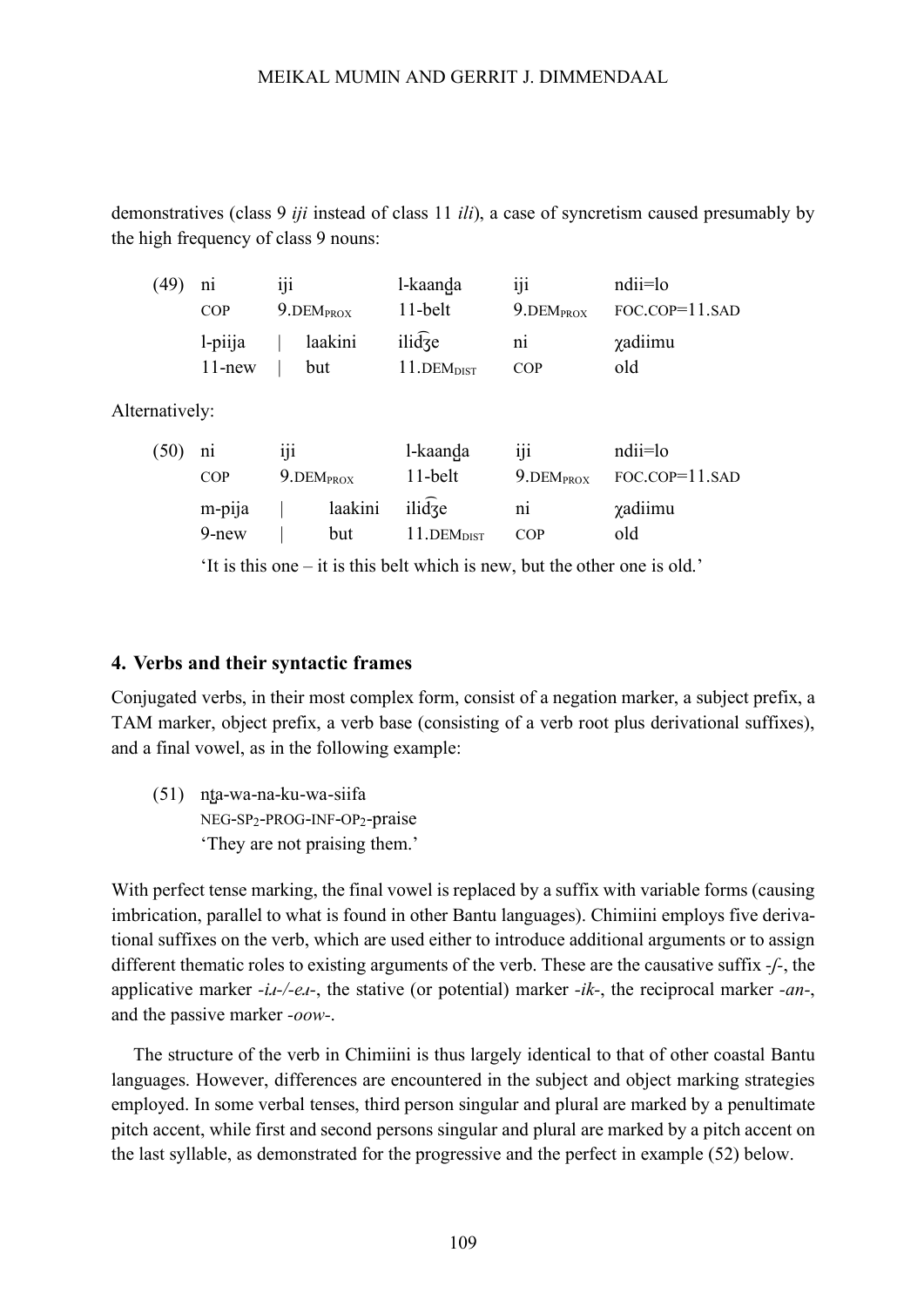demonstratives (class 9 *iji* instead of class 11 *ili*), a case of syncretism caused presumably by the high frequency of class 9 nouns:

(49)

| ni | iji | l-kaanda̪ | iji | ndii=lo |
|---|---|---|---|---|
| COP | 9.DEM$_{PROX}$ | 11-belt | 9.DEM$_{PROX}$ | FOC.COP=11.SAD |
| l-piija \| | laakini | ilid͡ʒe | ni | χadiimu |
| 11-new \| | but | 11.DEM$_{DIST}$ | COP | old |

Alternatively:

(50)

| ni | iji | l-kaanda̪ | iji | ndii=lo |
|---|---|---|---|---|
| COP | 9.DEM$_{PROX}$ | 11-belt | 9.DEM$_{PROX}$ | FOC.COP=11.SAD |
| m-pija \| | laakini | ilid͡ʒe | ni | χadiimu |
| 9-new \| | but | 11.DEM$_{DIST}$ | COP | old |

'It is this one – it is this belt which is new, but the other one is old.'

## 4. Verbs and their syntactic frames

Conjugated verbs, in their most complex form, consist of a negation marker, a subject prefix, a TAM marker, object prefix, a verb base (consisting of a verb root plus derivational suffixes), and a final vowel, as in the following example:

(51) nt̪a-wa-na-ku-wa-siifa
NEG-SP$_2$-PROG-INF-OP$_2$-praise
'They are not praising them.'

With perfect tense marking, the final vowel is replaced by a suffix with variable forms (causing imbrication, parallel to what is found in other Bantu languages). Chimiini employs five derivational suffixes on the verb, which are used either to introduce additional arguments or to assign different thematic roles to existing arguments of the verb. These are the causative suffix *-ʃ-*, the applicative marker *-iɹ-/-eɹ-*, the stative (or potential) marker *-ik-*, the reciprocal marker *-an-*, and the passive marker *-oow-*.

The structure of the verb in Chimiini is thus largely identical to that of other coastal Bantu languages. However, differences are encountered in the subject and object marking strategies employed. In some verbal tenses, third person singular and plural are marked by a penultimate pitch accent, while first and second persons singular and plural are marked by a pitch accent on the last syllable, as demonstrated for the progressive and the perfect in example (52) below.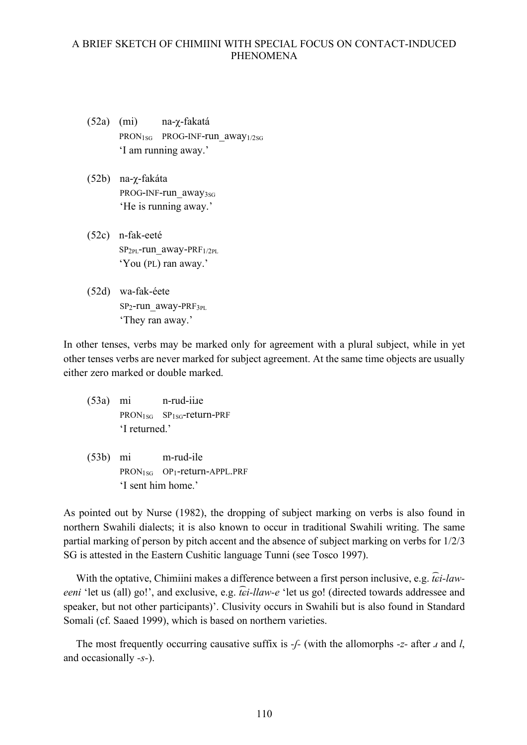(52a) (mi) na-χ-fakatá
PRON$_{1SG}$ PROG-INF-run_away$_{1/2SG}$
'I am running away.'

(52b) na-χ-fakáta
PROG-INF-run_away$_{3SG}$
'He is running away.'

(52c) n-fak-eeté
SP$_{2PL}$-run_away-PRF$_{1/2PL}$
'You (PL) ran away.'

(52d) wa-fak-éete
SP$_{2}$-run_away-PRF$_{3PL}$
'They ran away.'

In other tenses, verbs may be marked only for agreement with a plural subject, while in yet other tenses verbs are never marked for subject agreement. At the same time objects are usually either zero marked or double marked.

(53a) mi n-rud-iiɹe
PRON$_{1SG}$ SP$_{1SG}$-return-PRF
'I returned.'

(53b) mi m-rud-ile
PRON$_{1SG}$ OP$_{1}$-return-APPL.PRF
'I sent him home.'

As pointed out by Nurse (1982), the dropping of subject marking on verbs is also found in northern Swahili dialects; it is also known to occur in traditional Swahili writing. The same partial marking of person by pitch accent and the absence of subject marking on verbs for 1/2/3 SG is attested in the Eastern Cushitic language Tunni (see Tosco 1997).

With the optative, Chimiini makes a difference between a first person inclusive, e.g. *t͡ɕi-law-eeni* 'let us (all) go!', and exclusive, e.g. *t͡ɕi-llaw-e* 'let us go! (directed towards addressee and speaker, but not other participants)'. Clusivity occurs in Swahili but is also found in Standard Somali (cf. Saaed 1999), which is based on northern varieties.

The most frequently occurring causative suffix is *-ʃ-* (with the allomorphs *-z-* after *ɹ* and *l*, and occasionally *-s-*).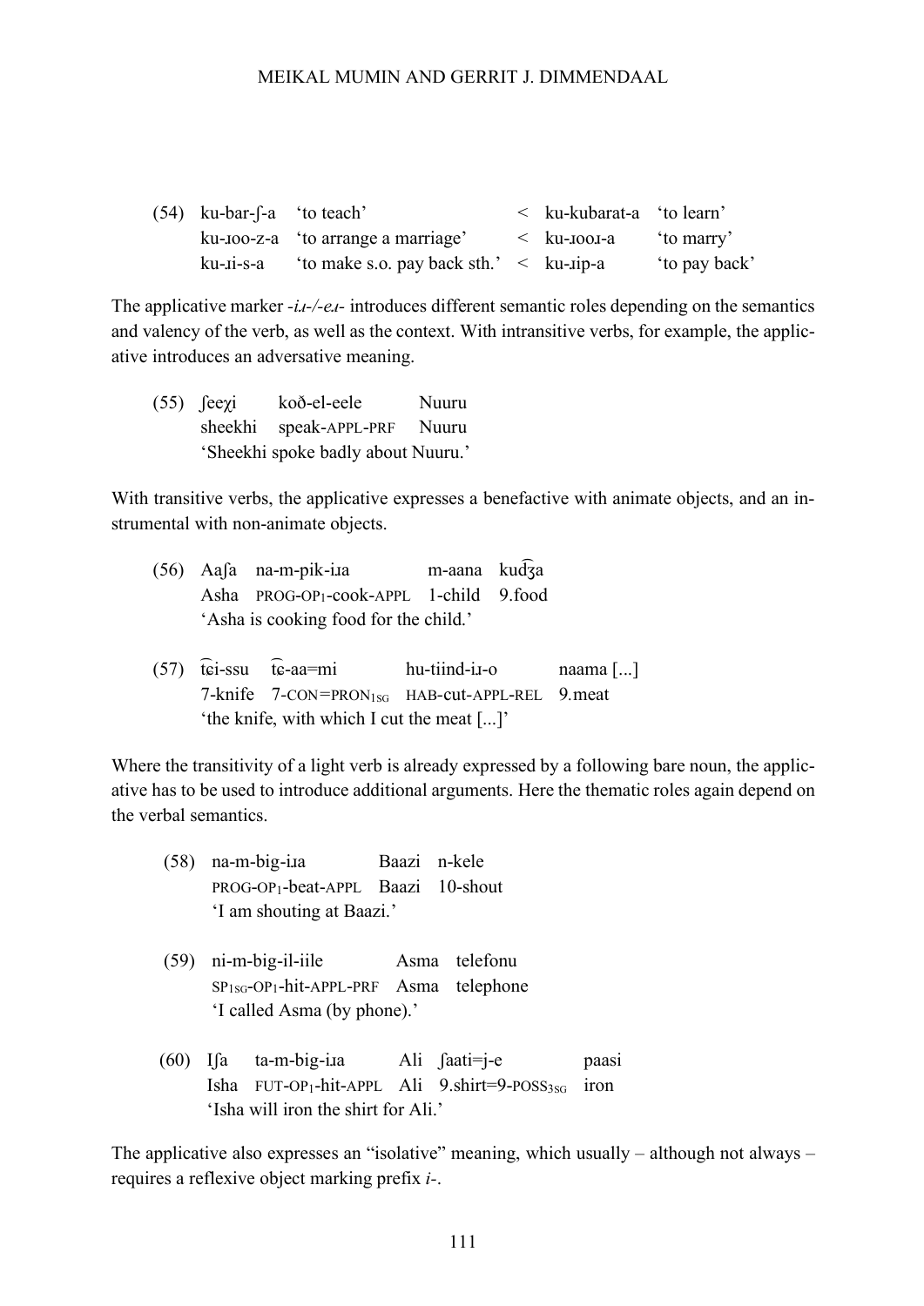(54)

| | | | | |
|---|---|---|---|---|
| ku-bar-ʃ-a | 'to teach' | < | ku-kubarat-a | 'to learn' |
| ku-ɹoo-z-a | 'to arrange a marriage' | < | ku-ɹooɹ-a | 'to marry' |
| ku-ɹi-s-a | 'to make s.o. pay back sth.' | < | ku-ɹip-a | 'to pay back' |

The applicative marker *-iɹ-/-eɹ-* introduces different semantic roles depending on the semantics and valency of the verb, as well as the context. With intransitive verbs, for example, the applicative introduces an adversative meaning.

(55) ʃeeχi koð-el-eele Nuuru
sheekhi speak-APPL-PRF Nuuru
'Sheekhi spoke badly about Nuuru.'

With transitive verbs, the applicative expresses a benefactive with animate objects, and an instrumental with non-animate objects.

(56) Aaʃa na-m-pik-iɹa m-aana kud͡ʒa
Asha PROG-OP1-cook-APPL 1-child 9.food
'Asha is cooking food for the child.'

(57) t͡ɕi-ssu t͡ɕ-aa=mi hu-tiind-iɹ-o naama [...]
7-knife 7-CON=PRON1SG HAB-cut-APPL-REL 9.meat
'the knife, with which I cut the meat [...]'

Where the transitivity of a light verb is already expressed by a following bare noun, the applicative has to be used to introduce additional arguments. Here the thematic roles again depend on the verbal semantics.

(58) na-m-big-iɹa Baazi n-kele
PROG-OP1-beat-APPL Baazi 10-shout
'I am shouting at Baazi.'

(59) ni-m-big-il-iile Asma telefonu
SP1SG-OP1-hit-APPL-PRF Asma telephone
'I called Asma (by phone).'

(60) Iʃa ta-m-big-iɹa Ali ʃaati=j-e paasi
Isha FUT-OP1-hit-APPL Ali 9.shirt=9-POSS3SG iron
'Isha will iron the shirt for Ali.'

The applicative also expresses an "isolative" meaning, which usually – although not always – requires a reflexive object marking prefix *i-*.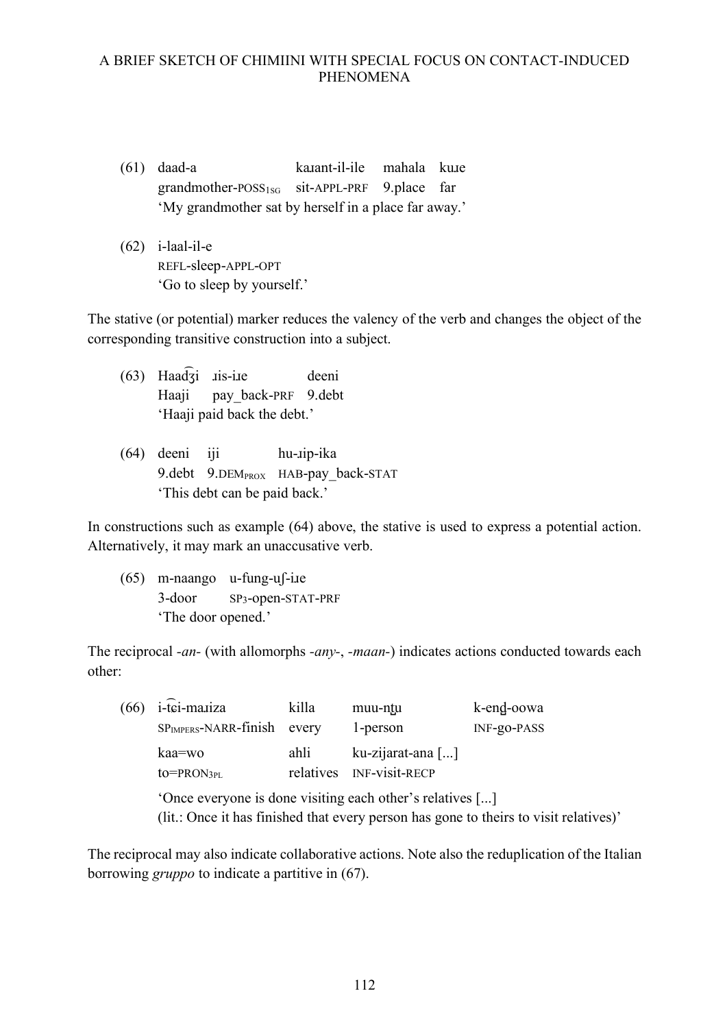(61) daad-a kaɹant-il-ile mahala kuɹe
grandmother-POSS1SG sit-APPL-PRF 9.place far
'My grandmother sat by herself in a place far away.'

(62) i-laal-il-e
REFL-sleep-APPL-OPT
'Go to sleep by yourself.'

The stative (or potential) marker reduces the valency of the verb and changes the object of the corresponding transitive construction into a subject.

(63) Haad͡ʒi ɹis-iɹe deeni
Haaji pay_back-PRF 9.debt
'Haaji paid back the debt.'

(64) deeni iji hu-ɹip-ika
9.debt 9.DEMPROX HAB-pay_back-STAT
'This debt can be paid back.'

In constructions such as example (64) above, the stative is used to express a potential action. Alternatively, it may mark an unaccusative verb.

(65) m-naango u-fung-uʃ-iɹe
3-door SP3-open-STAT-PRF
'The door opened.'

The reciprocal *-an-* (with allomorphs *-any-*, *-maan-*) indicates actions conducted towards each other:

(66) i-t͡ɕi-maɹiza killa muu-nt̪u k-end̪-oowa
SPIMPERS-NARR-finish every 1-person INF-go-PASS
kaa=wo ahli ku-zijarat-ana [...]
to=PRON3PL relatives INF-visit-RECP
'Once everyone is done visiting each other's relatives [...]
(lit.: Once it has finished that every person has gone to theirs to visit relatives)'

The reciprocal may also indicate collaborative actions. Note also the reduplication of the Italian borrowing *gruppo* to indicate a partitive in (67).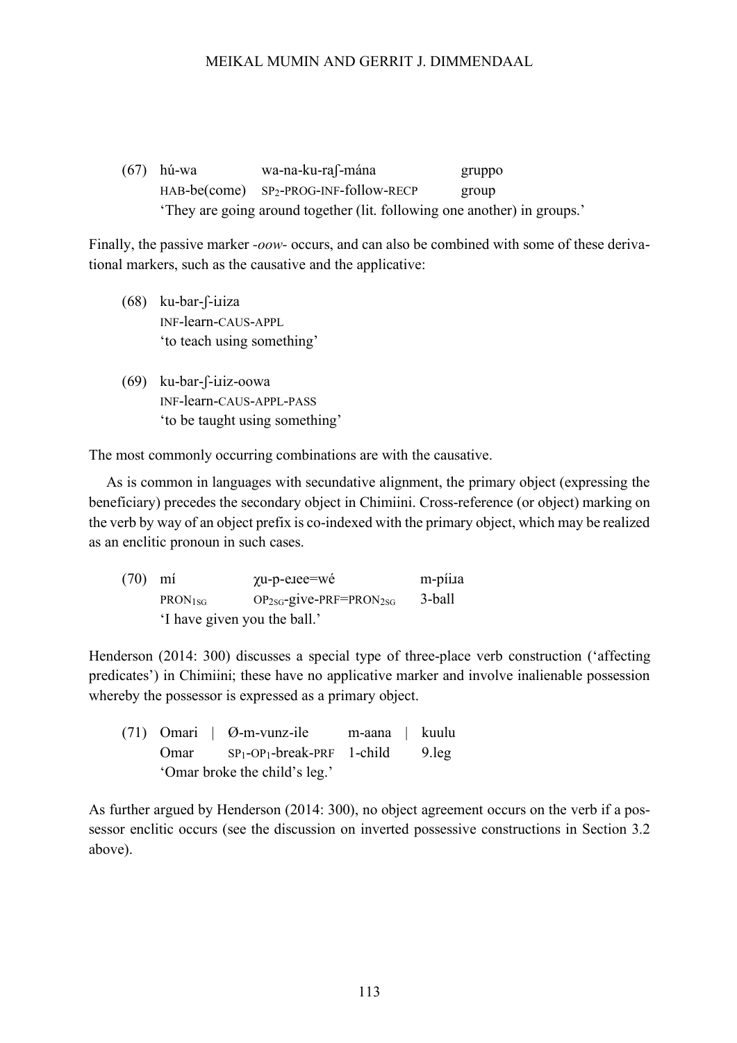(67) hú-wa wa-na-ku-raʃ-mána gruppo
HAB-be(come) SP$_2$-PROG-INF-follow-RECP group
'They are going around together (lit. following one another) in groups.'

Finally, the passive marker *-oow-* occurs, and can also be combined with some of these derivational markers, such as the causative and the applicative:

(68) ku-bar-ʃ-iɹiza
INF-learn-CAUS-APPL
'to teach using something'

(69) ku-bar-ʃ-iɹiz-oowa
INF-learn-CAUS-APPL-PASS
'to be taught using something'

The most commonly occurring combinations are with the causative.

As is common in languages with secundative alignment, the primary object (expressing the beneficiary) precedes the secondary object in Chimiini. Cross-reference (or object) marking on the verb by way of an object prefix is co-indexed with the primary object, which may be realized as an enclitic pronoun in such cases.

(70) mí χu-p-eɹee=wé m-píiɹa
PRON$_{1SG}$ OP$_{2SG}$-give-PRF=PRON$_{2SG}$ 3-ball
'I have given you the ball.'

Henderson (2014: 300) discusses a special type of three-place verb construction ('affecting predicates') in Chimiini; these have no applicative marker and involve inalienable possession whereby the possessor is expressed as a primary object.

(71) Omari | Ø-m-vunz-ile m-aana | kuulu
Omar SP$_1$-OP$_1$-break-PRF 1-child 9.leg
'Omar broke the child's leg.'

As further argued by Henderson (2014: 300), no object agreement occurs on the verb if a possessor enclitic occurs (see the discussion on inverted possessive constructions in Section 3.2 above).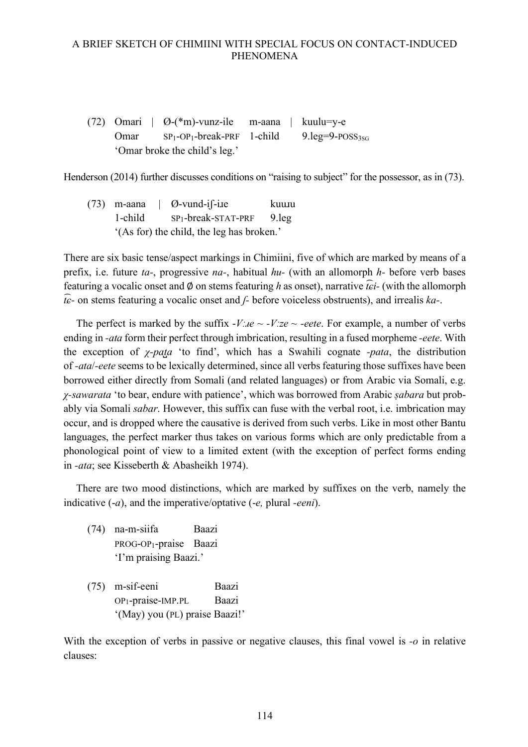(72) Omari | Ø-(*m)-vunz-ile m-aana | kuulu=y-e
Omar SP1-OP1-break-PRF 1-child 9.leg=9-POSS3SG
'Omar broke the child's leg.'

Henderson (2014) further discusses conditions on "raising to subject" for the possessor, as in (73).

(73) m-aana | Ø-vund-iʃ-iɹe kuuɹu
1-child SP1-break-STAT-PRF 9.leg
'(As for) the child, the leg has broken.'

There are six basic tense/aspect markings in Chimiini, five of which are marked by means of a prefix, i.e. future *ta-*, progressive *na-*, habitual *hu-* (with an allomorph *h-* before verb bases featuring a vocalic onset and ∅ on stems featuring *h* as onset), narrative *t͡ɕi-* (with the allomorph *t͡ɕ-* on stems featuring a vocalic onset and *ʃ-* before voiceless obstruents), and irrealis *ka-*.

The perfect is marked by the suffix *-Vːɹe ~ -Vːze ~ -eete*. For example, a number of verbs ending in *-ata* form their perfect through imbrication, resulting in a fused morpheme *-eete*. With the exception of *χ-pat̪a* 'to find', which has a Swahili cognate *-pata*, the distribution of *-ata*/*-eete* seems to be lexically determined, since all verbs featuring those suffixes have been borrowed either directly from Somali (and related languages) or from Arabic via Somali, e.g. *χ-sawarata* 'to bear, endure with patience', which was borrowed from Arabic *ṣabara* but probably via Somali *sabar*. However, this suffix can fuse with the verbal root, i.e. imbrication may occur, and is dropped where the causative is derived from such verbs. Like in most other Bantu languages, the perfect marker thus takes on various forms which are only predictable from a phonological point of view to a limited extent (with the exception of perfect forms ending in *-ata*; see Kisseberth & Abasheikh 1974).

There are two mood distinctions, which are marked by suffixes on the verb, namely the indicative (*-a*), and the imperative/optative (*-e,* plural *-eeni*).

(74) na-m-siifa Baazi
PROG-OP1-praise Baazi
'I'm praising Baazi.'

(75) m-sif-eeni Baazi
OP1-praise-IMP.PL Baazi
'(May) you (PL) praise Baazi!'

With the exception of verbs in passive or negative clauses, this final vowel is *-o* in relative clauses: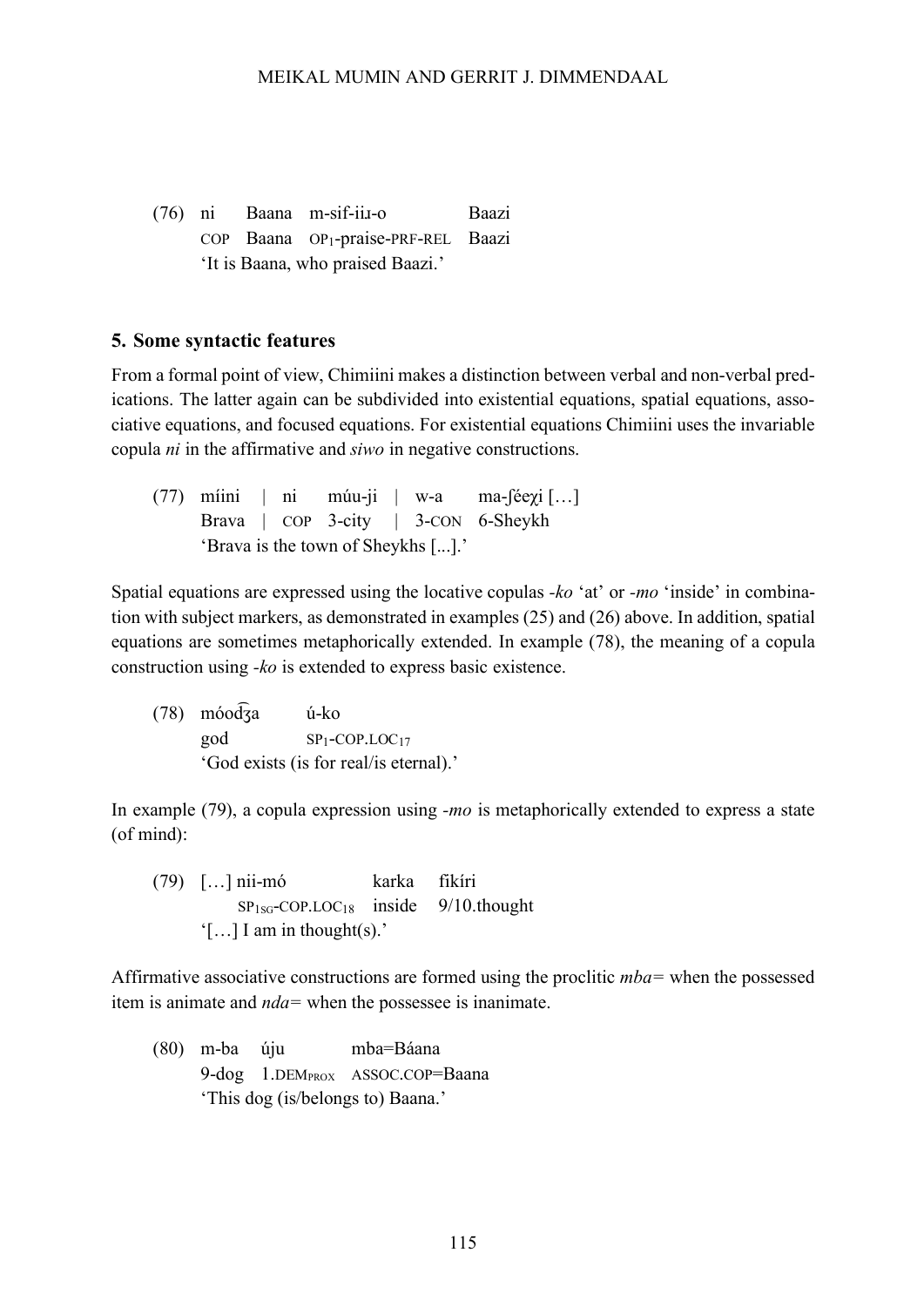(76) ni Baana m-sif-iiɹ-o Baazi
COP Baana OP₁-praise-PRF-REL Baazi
'It is Baana, who praised Baazi.'

## 5. Some syntactic features

From a formal point of view, Chimiini makes a distinction between verbal and non-verbal predications. The latter again can be subdivided into existential equations, spatial equations, associative equations, and focused equations. For existential equations Chimiini uses the invariable copula *ni* in the affirmative and *siwo* in negative constructions.

(77) míini | ni múu-ji | w-a ma-ʃéeχi […]
Brava | COP 3-city | 3-CON 6-Sheykh
'Brava is the town of Sheykhs [...].'

Spatial equations are expressed using the locative copulas *-ko* 'at' or *-mo* 'inside' in combination with subject markers, as demonstrated in examples (25) and (26) above. In addition, spatial equations are sometimes metaphorically extended. In example (78), the meaning of a copula construction using *-ko* is extended to express basic existence.

(78) móod͡ʒa ú-ko
god $SP_1$-COP.$LOC_{17}$
'God exists (is for real/is eternal).'

In example (79), a copula expression using *-mo* is metaphorically extended to express a state (of mind):

(79) […] nii-mó karka fikíri
$SP_{1SG}$-COP.$LOC_{18}$ inside 9/10.thought
'[…] I am in thought(s).'

Affirmative associative constructions are formed using the proclitic *mba=* when the possessed item is animate and *nda=* when the possessee is inanimate.

(80) m-ba úju mba=Báana
9-dog 1.$DEM_{PROX}$ ASSOC.COP=Baana
'This dog (is/belongs to) Baana.'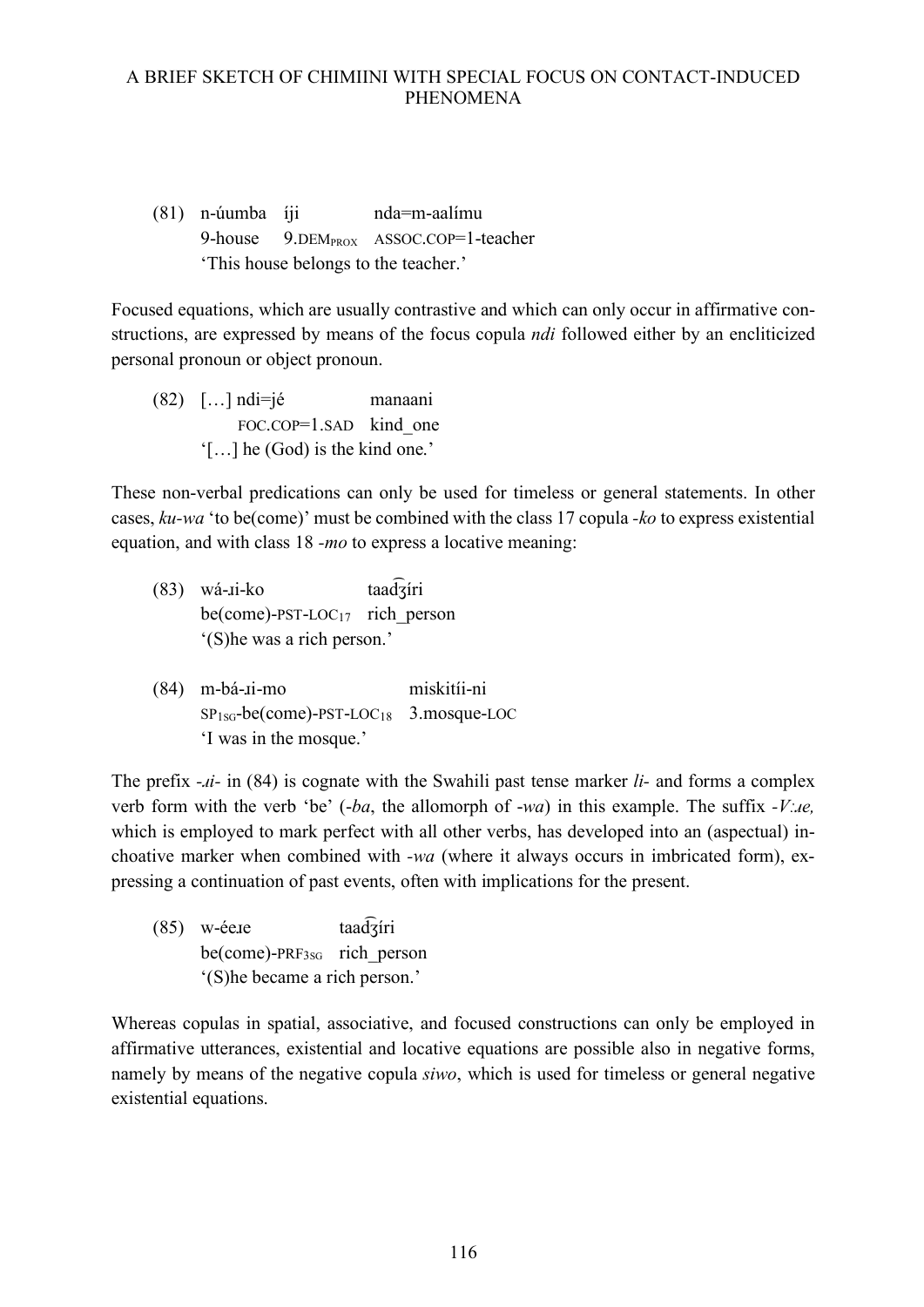(81) n-úumba íji nda=m-aalímu  
9-house 9.DEM$_{PROX}$ ASSOC.COP=1-teacher  
'This house belongs to the teacher.'

Focused equations, which are usually contrastive and which can only occur in affirmative constructions, are expressed by means of the focus copula *ndi* followed either by an encliticized personal pronoun or object pronoun.

(82) […] ndi=jé manaani  
FOC.COP=1.SAD kind_one  
'[…] he (God) is the kind one.'

These non-verbal predications can only be used for timeless or general statements. In other cases, *ku-wa* 'to be(come)' must be combined with the class 17 copula *-ko* to express existential equation, and with class 18 *-mo* to express a locative meaning:

(83) wá-ɹi-ko taad͡ʒíri  
be(come)-PST-LOC$_{17}$ rich_person  
'(S)he was a rich person.'

(84) m-bá-ɹi-mo miskitíi-ni  
SP$_{1SG}$-be(come)-PST-LOC$_{18}$ 3.mosque-LOC  
'I was in the mosque.'

The prefix *-ɹi-* in (84) is cognate with the Swahili past tense marker *li-* and forms a complex verb form with the verb 'be' (*-ba*, the allomorph of *-wa*) in this example. The suffix *-Vːɹe,* which is employed to mark perfect with all other verbs, has developed into an (aspectual) inchoative marker when combined with *-wa* (where it always occurs in imbricated form), expressing a continuation of past events, often with implications for the present.

(85) w-éeɹe taad͡ʒíri  
be(come)-PRF$_{3SG}$ rich_person  
'(S)he became a rich person.'

Whereas copulas in spatial, associative, and focused constructions can only be employed in affirmative utterances, existential and locative equations are possible also in negative forms, namely by means of the negative copula *siwo*, which is used for timeless or general negative existential equations.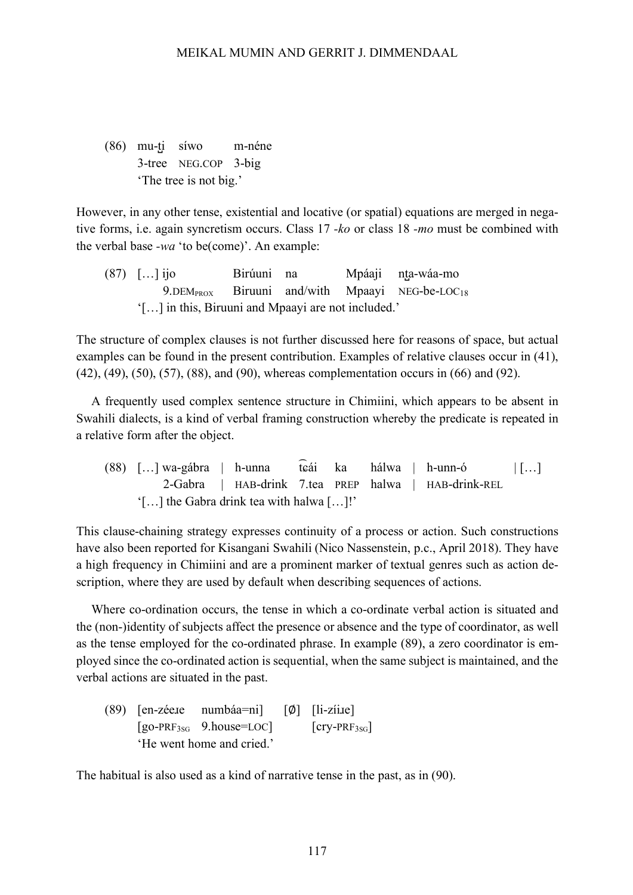(86) mu-t̪i síwo m-néne
3-tree NEG.COP 3-big
'The tree is not big.'

However, in any other tense, existential and locative (or spatial) equations are merged in negative forms, i.e. again syncretism occurs. Class 17 *-ko* or class 18 *-mo* must be combined with the verbal base *-wa* 'to be(come)'. An example:

(87) […] ijo Birúuni na Mpáaji nt̪a-wáa-mo
9.DEM$_{PROX}$ Biruuni and/with Mpaayi NEG-be-LOC$_{18}$
'[…] in this, Biruuni and Mpaayi are not included.'

The structure of complex clauses is not further discussed here for reasons of space, but actual examples can be found in the present contribution. Examples of relative clauses occur in (41), (42), (49), (50), (57), (88), and (90), whereas complementation occurs in (66) and (92).

A frequently used complex sentence structure in Chimiini, which appears to be absent in Swahili dialects, is a kind of verbal framing construction whereby the predicate is repeated in a relative form after the object.

(88) […] wa-gábra | h-unna t͡ɕái ka hálwa | h-unn-ó | […]
2-Gabra | HAB-drink 7.tea PREP halwa | HAB-drink-REL
'[…] the Gabra drink tea with halwa […]!'

This clause-chaining strategy expresses continuity of a process or action. Such constructions have also been reported for Kisangani Swahili (Nico Nassenstein, p.c., April 2018). They have a high frequency in Chimiini and are a prominent marker of textual genres such as action description, where they are used by default when describing sequences of actions.

Where co-ordination occurs, the tense in which a co-ordinate verbal action is situated and the (non-)identity of subjects affect the presence or absence and the type of coordinator, as well as the tense employed for the co-ordinated phrase. In example (89), a zero coordinator is employed since the co-ordinated action is sequential, when the same subject is maintained, and the verbal actions are situated in the past.

(89) [en-zéeɹe numbáa=ni] [Ø] [li-zíiɹe]
[go-PRF$_{3SG}$ 9.house=LOC] [cry-PRF$_{3SG}$]
'He went home and cried.'

The habitual is also used as a kind of narrative tense in the past, as in (90).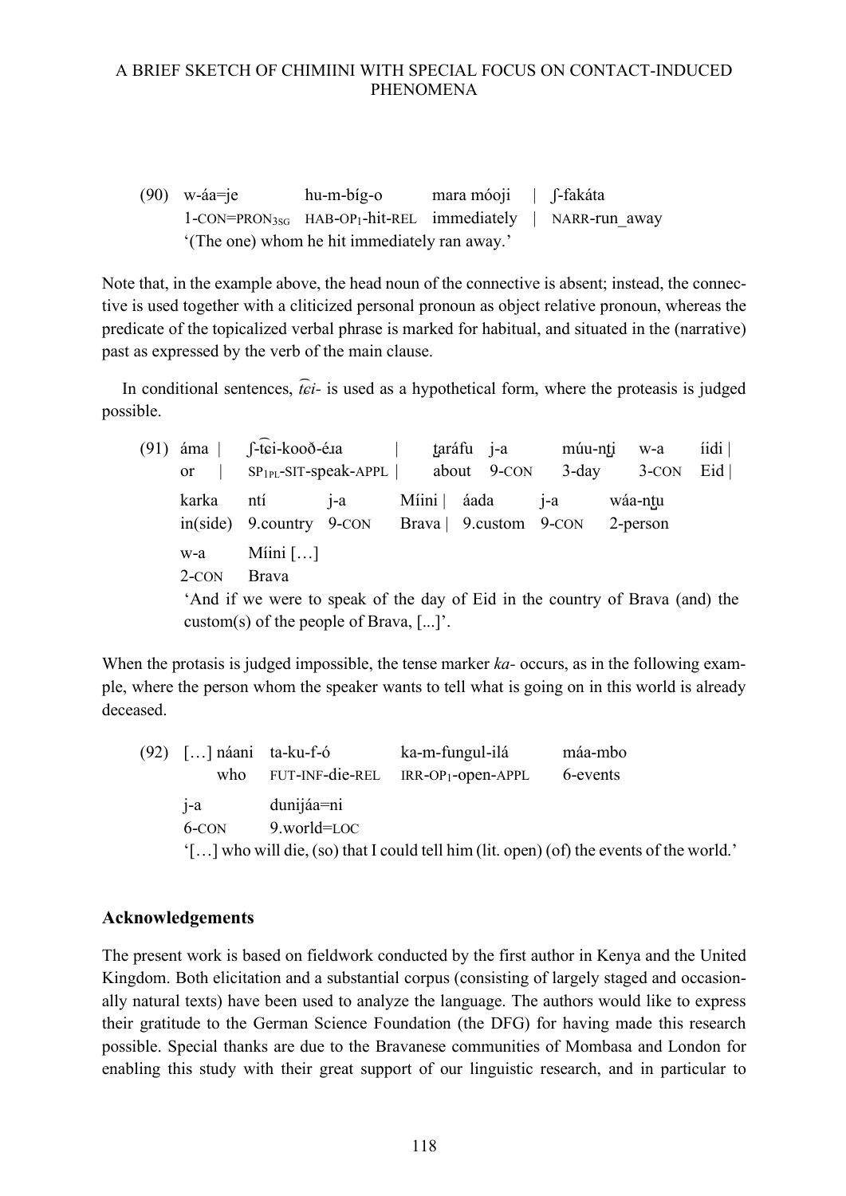(90) w-áa=je hu-m-bíg-o mara móoji | ʃ-fakáta
1-CON=PRON3SG HAB-OP1-hit-REL immediately | NARR-run_away
'(The one) whom he hit immediately ran away.'

Note that, in the example above, the head noun of the connective is absent; instead, the connective is used together with a cliticized personal pronoun as object relative pronoun, whereas the predicate of the topicalized verbal phrase is marked for habitual, and situated in the (narrative) past as expressed by the verb of the main clause.

In conditional sentences, *t͡ɕi-* is used as a hypothetical form, where the proteasis is judged possible.

(91) áma | ʃ-t͡ɕi-kooð-éɹa | t̪aráfu j-a múu-nt̪i w-a íidi |
or | SP1PL-SIT-speak-APPL | about 9-CON 3-day 3-CON Eid |
karka ntí j-a Míini | áada j-a wáa-nt̪u
in(side) 9.country 9-CON Brava | 9.custom 9-CON 2-person
w-a Míini […]
2-CON Brava
'And if we were to speak of the day of Eid in the country of Brava (and) the custom(s) of the people of Brava, [...]'.

When the protasis is judged impossible, the tense marker *ka-* occurs, as in the following example, where the person whom the speaker wants to tell what is going on in this world is already deceased.

(92) […] náani ta-ku-f-ó ka-m-fungul-ilá máa-mbo
who FUT-INF-die-REL IRR-OP1-open-APPL 6-events
j-a dunijáa=ni
6-CON 9.world=LOC
'[…] who will die, (so) that I could tell him (lit. open) (of) the events of the world.'

### Acknowledgements

The present work is based on fieldwork conducted by the first author in Kenya and the United Kingdom. Both elicitation and a substantial corpus (consisting of largely staged and occasionally natural texts) have been used to analyze the language. The authors would like to express their gratitude to the German Science Foundation (the DFG) for having made this research possible. Special thanks are due to the Bravanese communities of Mombasa and London for enabling this study with their great support of our linguistic research, and in particular to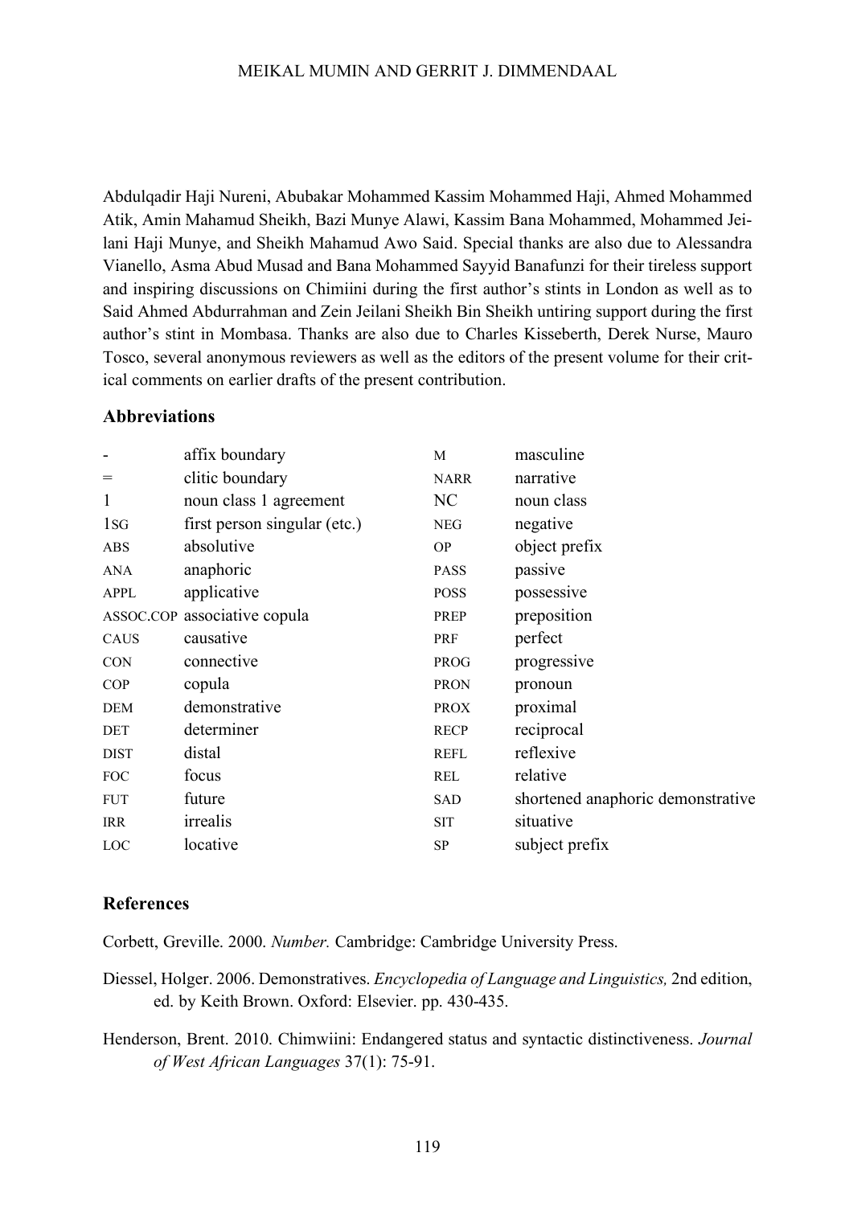Abdulqadir Haji Nureni, Abubakar Mohammed Kassim Mohammed Haji, Ahmed Mohammed Atik, Amin Mahamud Sheikh, Bazi Munye Alawi, Kassim Bana Mohammed, Mohammed Jeilani Haji Munye, and Sheikh Mahamud Awo Said. Special thanks are also due to Alessandra Vianello, Asma Abud Musad and Bana Mohammed Sayyid Banafunzi for their tireless support and inspiring discussions on Chimiini during the first author's stints in London as well as to Said Ahmed Abdurrahman and Zein Jeilani Sheikh Bin Sheikh untiring support during the first author's stint in Mombasa. Thanks are also due to Charles Kisseberth, Derek Nurse, Mauro Tosco, several anonymous reviewers as well as the editors of the present volume for their critical comments on earlier drafts of the present contribution.

### Abbreviations

| | | | |
|---|---|---|---|
| - | affix boundary | M | masculine |
| = | clitic boundary | NARR | narrative |
| 1 | noun class 1 agreement | NC | noun class |
| 1SG | first person singular (etc.) | NEG | negative |
| ABS | absolutive | OP | object prefix |
| ANA | anaphoric | PASS | passive |
| APPL | applicative | POSS | possessive |
| ASSOC.COP | associative copula | PREP | preposition |
| CAUS | causative | PRF | perfect |
| CON | connective | PROG | progressive |
| COP | copula | PRON | pronoun |
| DEM | demonstrative | PROX | proximal |
| DET | determiner | RECP | reciprocal |
| DIST | distal | REFL | reflexive |
| FOC | focus | REL | relative |
| FUT | future | SAD | shortened anaphoric demonstrative |
| IRR | irrealis | SIT | situative |
| LOC | locative | SP | subject prefix |

### References

Corbett, Greville. 2000. *Number.* Cambridge: Cambridge University Press.

Diessel, Holger. 2006. Demonstratives. *Encyclopedia of Language and Linguistics,* 2nd edition, ed. by Keith Brown. Oxford: Elsevier. pp. 430-435.

Henderson, Brent. 2010. Chimwiini: Endangered status and syntactic distinctiveness. *Journal of West African Languages* 37(1): 75-91.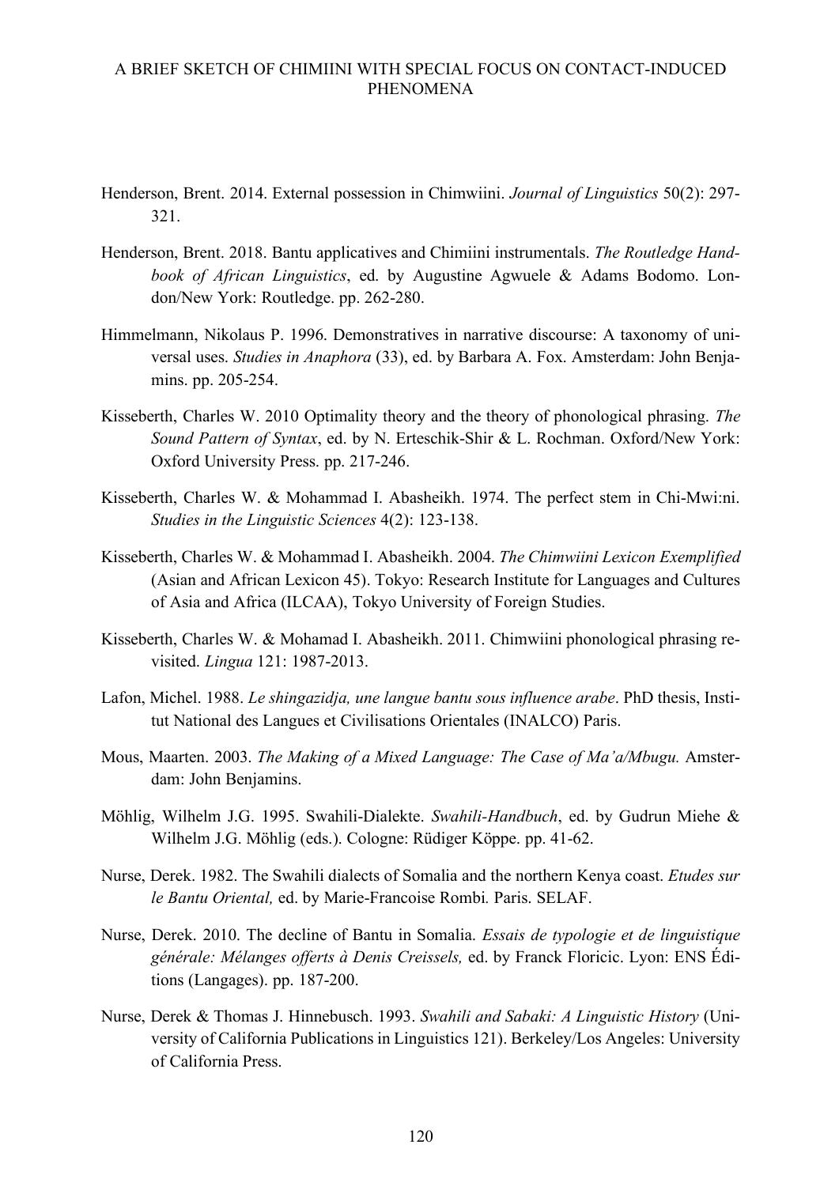Henderson, Brent. 2014. External possession in Chimwiini. *Journal of Linguistics* 50(2): 297-321.

Henderson, Brent. 2018. Bantu applicatives and Chimiini instrumentals. *The Routledge Handbook of African Linguistics*, ed. by Augustine Agwuele & Adams Bodomo. London/New York: Routledge. pp. 262-280.

Himmelmann, Nikolaus P. 1996. Demonstratives in narrative discourse: A taxonomy of universal uses. *Studies in Anaphora* (33), ed. by Barbara A. Fox. Amsterdam: John Benjamins. pp. 205-254.

Kisseberth, Charles W. 2010 Optimality theory and the theory of phonological phrasing. *The Sound Pattern of Syntax*, ed. by N. Erteschik-Shir & L. Rochman. Oxford/New York: Oxford University Press. pp. 217-246.

Kisseberth, Charles W. & Mohammad I. Abasheikh. 1974. The perfect stem in Chi-Mwi:ni. *Studies in the Linguistic Sciences* 4(2): 123-138.

Kisseberth, Charles W. & Mohammad I. Abasheikh. 2004. *The Chimwiini Lexicon Exemplified* (Asian and African Lexicon 45). Tokyo: Research Institute for Languages and Cultures of Asia and Africa (ILCAA), Tokyo University of Foreign Studies.

Kisseberth, Charles W. & Mohamad I. Abasheikh. 2011. Chimwiini phonological phrasing revisited. *Lingua* 121: 1987-2013.

Lafon, Michel. 1988. *Le shingazidja, une langue bantu sous influence arabe*. PhD thesis, Institut National des Langues et Civilisations Orientales (INALCO) Paris.

Mous, Maarten. 2003. *The Making of a Mixed Language: The Case of Ma'a/Mbugu.* Amsterdam: John Benjamins.

Möhlig, Wilhelm J.G. 1995. Swahili-Dialekte. *Swahili-Handbuch*, ed. by Gudrun Miehe & Wilhelm J.G. Möhlig (eds.). Cologne: Rüdiger Köppe. pp. 41-62.

Nurse, Derek. 1982. The Swahili dialects of Somalia and the northern Kenya coast. *Etudes sur le Bantu Oriental,* ed. by Marie-Francoise Rombi*.* Paris. SELAF.

Nurse, Derek. 2010. The decline of Bantu in Somalia. *Essais de typologie et de linguistique générale: Mélanges offerts à Denis Creissels,* ed. by Franck Floricic. Lyon: ENS Éditions (Langages). pp. 187-200.

Nurse, Derek & Thomas J. Hinnebusch. 1993. *Swahili and Sabaki: A Linguistic History* (University of California Publications in Linguistics 121). Berkeley/Los Angeles: University of California Press.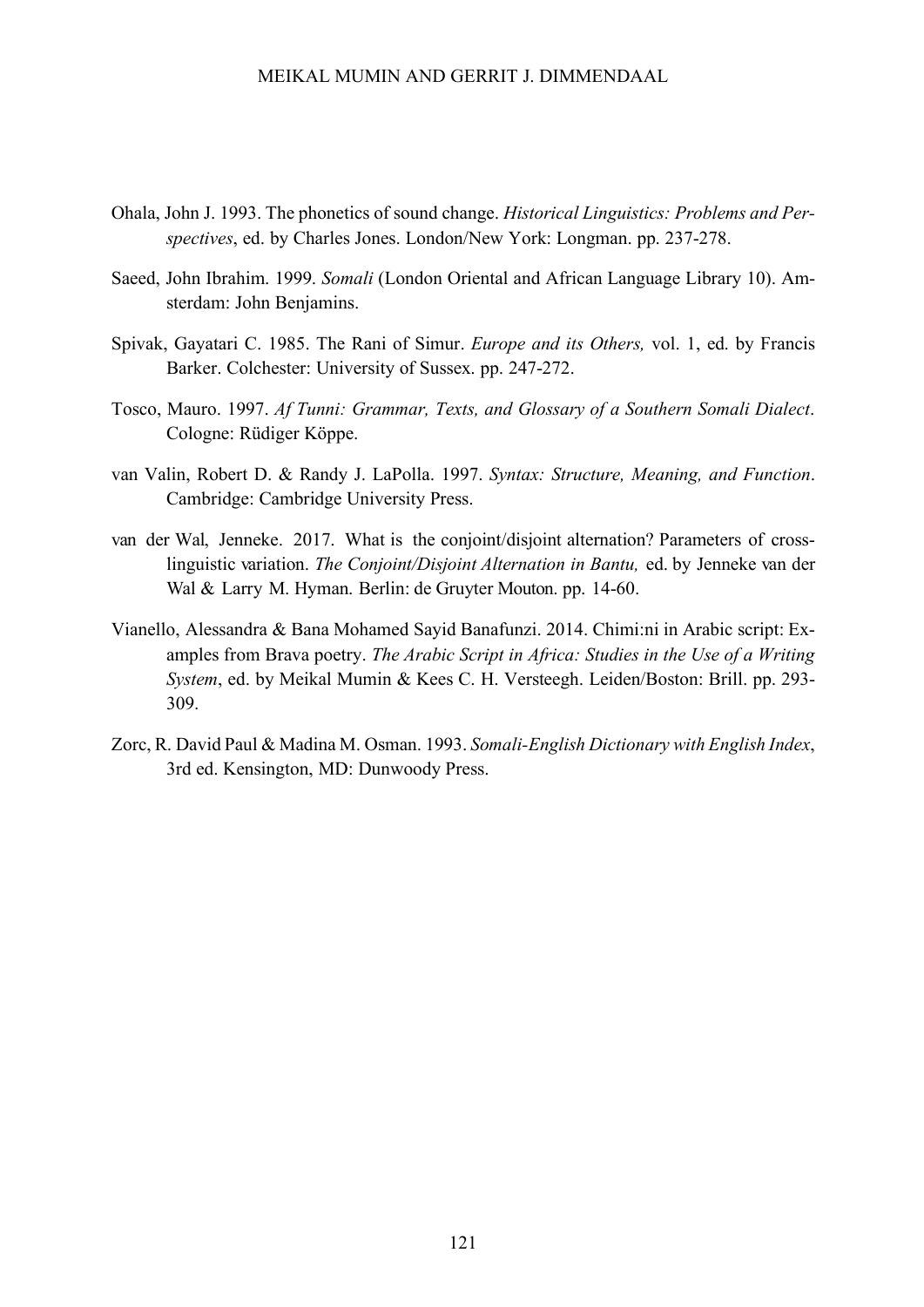Ohala, John J. 1993. The phonetics of sound change. *Historical Linguistics: Problems and Perspectives*, ed. by Charles Jones. London/New York: Longman. pp. 237-278.

Saeed, John Ibrahim. 1999. *Somali* (London Oriental and African Language Library 10). Amsterdam: John Benjamins.

Spivak, Gayatari C. 1985. The Rani of Simur. *Europe and its Others,* vol. 1, ed. by Francis Barker. Colchester: University of Sussex. pp. 247-272.

Tosco, Mauro. 1997. *Af Tunni: Grammar, Texts, and Glossary of a Southern Somali Dialect*. Cologne: Rüdiger Köppe.

van Valin, Robert D. & Randy J. LaPolla. 1997. *Syntax: Structure, Meaning, and Function*. Cambridge: Cambridge University Press.

van der Wal, Jenneke. 2017. What is the conjoint/disjoint alternation? Parameters of cross-linguistic variation. *The Conjoint/Disjoint Alternation in Bantu,* ed. by Jenneke van der Wal & Larry M. Hyman. Berlin: de Gruyter Mouton. pp. 14-60.

Vianello, Alessandra & Bana Mohamed Sayid Banafunzi. 2014. Chimi:ni in Arabic script: Examples from Brava poetry. *The Arabic Script in Africa: Studies in the Use of a Writing System*, ed. by Meikal Mumin & Kees C. H. Versteegh. Leiden/Boston: Brill. pp. 293-309.

Zorc, R. David Paul & Madina M. Osman. 1993. *Somali-English Dictionary with English Index*, 3rd ed. Kensington, MD: Dunwoody Press.